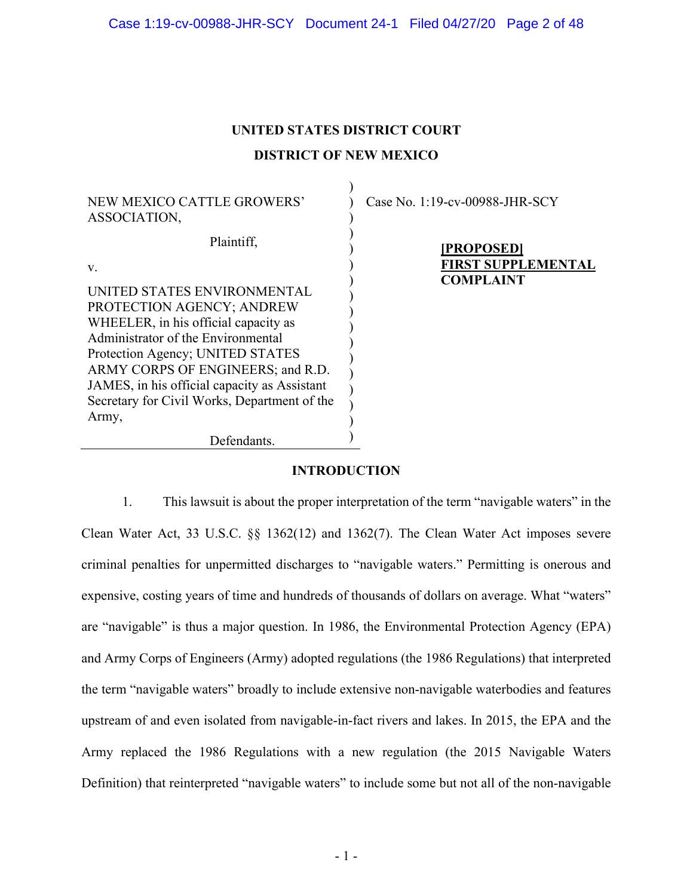# UNITED STATES DISTRICT COURT

## DISTRICT OF NEW MEXICO

NEW MEXICO CATTLE GROWERS' ASSOCIATION,

Plaintiff,

v.

UNITED STATES ENVIRONMENTAL PROTECTION AGENCY; ANDREW WHEELER, in his official capacity as Administrator of the Environmental Protection Agency; UNITED STATES ARMY CORPS OF ENGINEERS; and R.D. JAMES, in his official capacity as Assistant Secretary for Civil Works, Department of the Army,

Defendants.

Case No. 1:19-cv-00988-JHR-SCY

**[PROPOSED] FIRST SUPPLEMENTAL COMPLAINT**

## INTRODUCTION

1. This lawsuit is about the proper interpretation of the term "navigable waters" in the Clean Water Act, 33 U.S.C. §§ 1362(12) and 1362(7). The Clean Water Act imposes severe criminal penalties for unpermitted discharges to "navigable waters." Permitting is onerous and expensive, costing years of time and hundreds of thousands of dollars on average. What "waters" are "navigable" is thus a major question. In 1986, the Environmental Protection Agency (EPA) and Army Corps of Engineers (Army) adopted regulations (the 1986 Regulations) that interpreted the term "navigable waters" broadly to include extensive non-navigable waterbodies and features upstream of and even isolated from navigable-in-fact rivers and lakes. In 2015, the EPA and the Army replaced the 1986 Regulations with a new regulation (the 2015 Navigable Waters Definition) that reinterpreted "navigable waters" to include some but not all of the non-navigable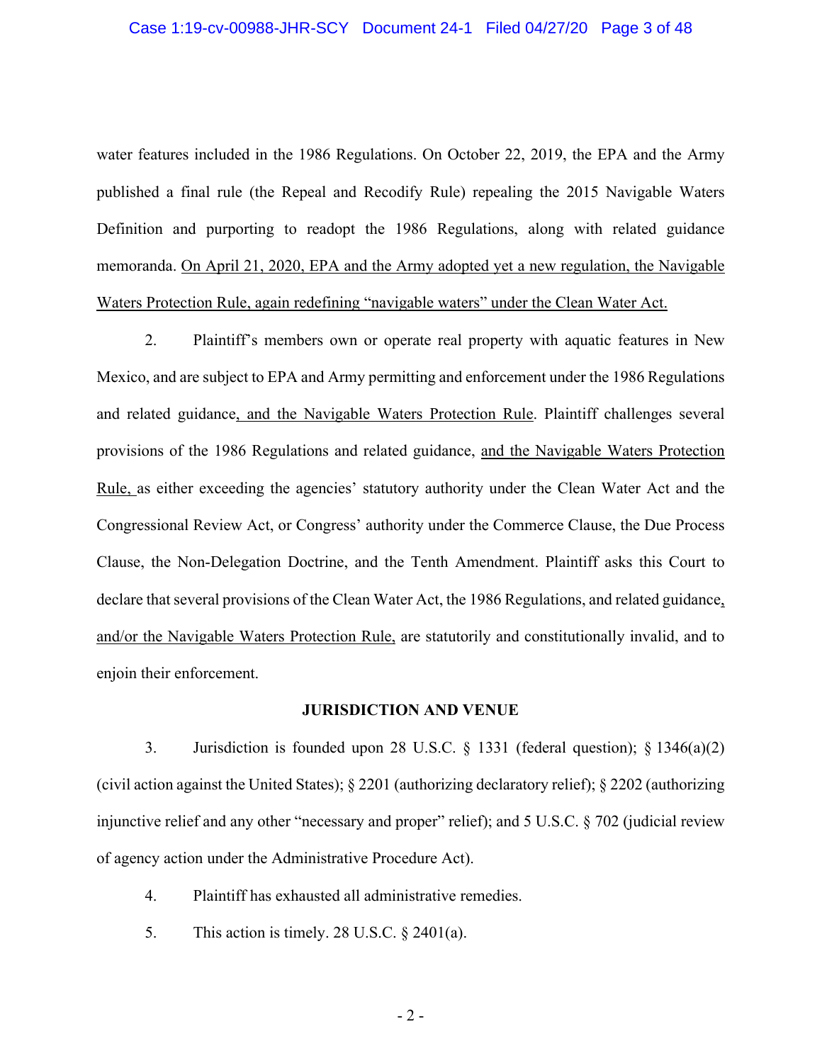water features included in the 1986 Regulations. On October 22, 2019, the EPA and the Army published a final rule (the Repeal and Recodify Rule) repealing the 2015 Navigable Waters Definition and purporting to readopt the 1986 Regulations, along with related guidance memoranda. <u>On April 21, 2020, EPA and the Army adopted yet a new regulation, the Navigable Waters Protection Rule, again redefining "navigable waters" under the Clean Water Act.</u>

2. Plaintiff's members own or operate real property with aquatic features in New Mexico, and are subject to EPA and Army permitting and enforcement under the 1986 Regulations and related guidance<u>, and the Navigable Waters Protection Rule</u>. Plaintiff challenges several provisions of the 1986 Regulations and related guidance, <u>and the Navigable Waters Protection Rule,</u> as either exceeding the agencies' statutory authority under the Clean Water Act and the Congressional Review Act, or Congress' authority under the Commerce Clause, the Due Process Clause, the Non-Delegation Doctrine, and the Tenth Amendment. Plaintiff asks this Court to declare that several provisions of the Clean Water Act, the 1986 Regulations, and related guidance<u>, and/or the Navigable Waters Protection Rule,</u> are statutorily and constitutionally invalid, and to enjoin their enforcement.

## JURISDICTION AND VENUE

3. Jurisdiction is founded upon 28 U.S.C. § 1331 (federal question); § 1346(a)(2) (civil action against the United States); § 2201 (authorizing declaratory relief); § 2202 (authorizing injunctive relief and any other "necessary and proper" relief); and 5 U.S.C. § 702 (judicial review of agency action under the Administrative Procedure Act).

4. Plaintiff has exhausted all administrative remedies.

5. This action is timely. 28 U.S.C. § 2401(a).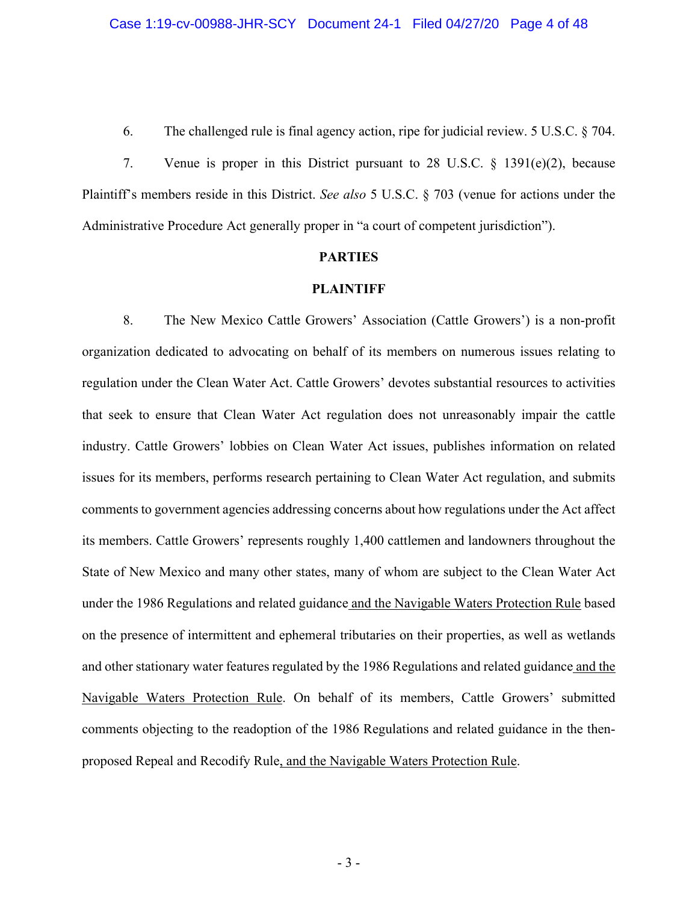6. The challenged rule is final agency action, ripe for judicial review. 5 U.S.C. § 704.

7. Venue is proper in this District pursuant to 28 U.S.C. § 1391(e)(2), because Plaintiff's members reside in this District. *See also* 5 U.S.C. § 703 (venue for actions under the Administrative Procedure Act generally proper in "a court of competent jurisdiction").

**PARTIES**

**PLAINTIFF**

8. The New Mexico Cattle Growers' Association (Cattle Growers') is a non-profit organization dedicated to advocating on behalf of its members on numerous issues relating to regulation under the Clean Water Act. Cattle Growers' devotes substantial resources to activities that seek to ensure that Clean Water Act regulation does not unreasonably impair the cattle industry. Cattle Growers' lobbies on Clean Water Act issues, publishes information on related issues for its members, performs research pertaining to Clean Water Act regulation, and submits comments to government agencies addressing concerns about how regulations under the Act affect its members. Cattle Growers' represents roughly 1,400 cattlemen and landowners throughout the State of New Mexico and many other states, many of whom are subject to the Clean Water Act under the 1986 Regulations and related guidance and the Navigable Waters Protection Rule based on the presence of intermittent and ephemeral tributaries on their properties, as well as wetlands and other stationary water features regulated by the 1986 Regulations and related guidance and the Navigable Waters Protection Rule. On behalf of its members, Cattle Growers' submitted comments objecting to the readoption of the 1986 Regulations and related guidance in the then-proposed Repeal and Recodify Rule, and the Navigable Waters Protection Rule.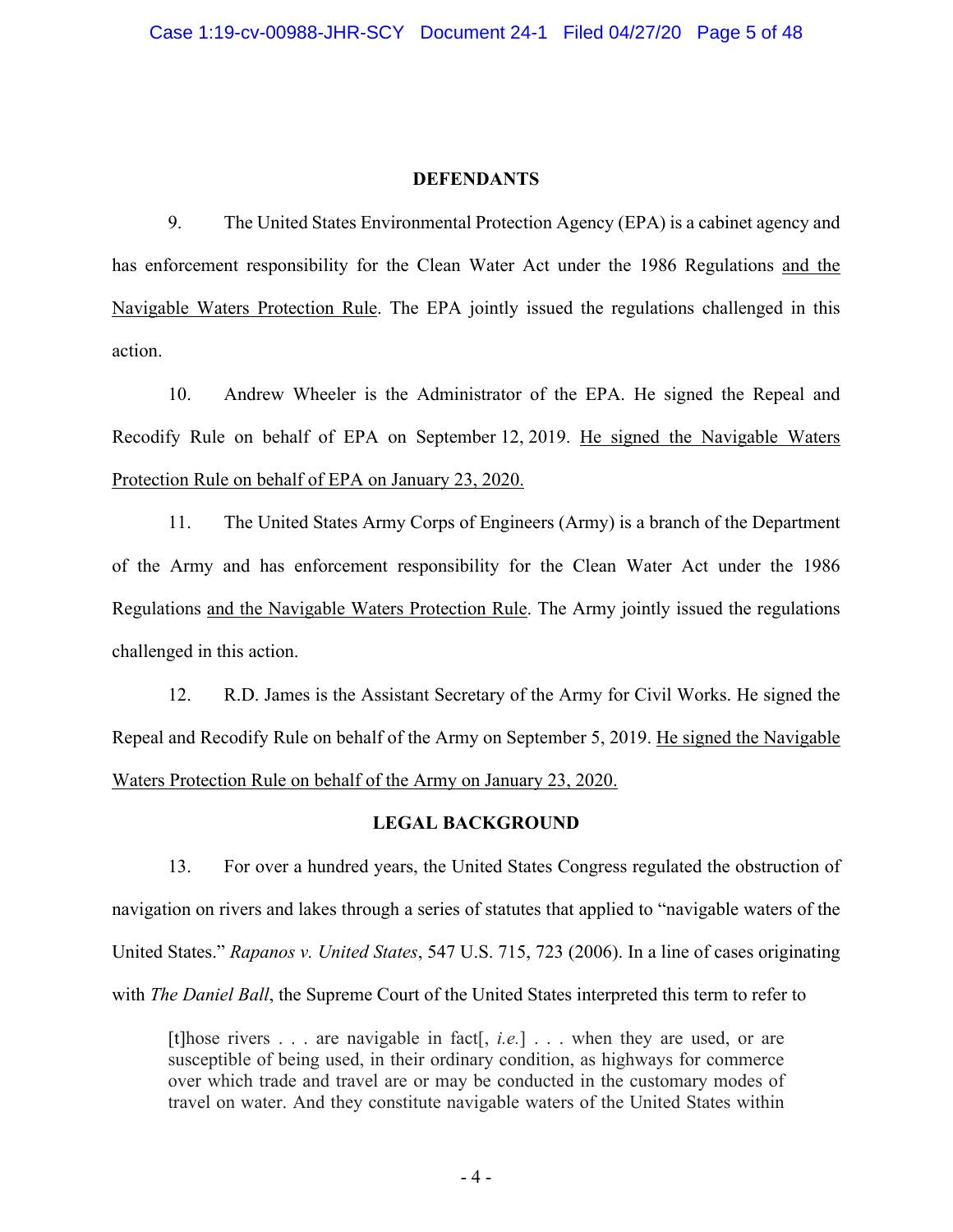## DEFENDANTS

9. The United States Environmental Protection Agency (EPA) is a cabinet agency and has enforcement responsibility for the Clean Water Act under the 1986 Regulations <u>and the Navigable Waters Protection Rule</u>. The EPA jointly issued the regulations challenged in this action.

10. Andrew Wheeler is the Administrator of the EPA. He signed the Repeal and Recodify Rule on behalf of EPA on September 12, 2019. <u>He signed the Navigable Waters Protection Rule on behalf of EPA on January 23, 2020.</u>

11. The United States Army Corps of Engineers (Army) is a branch of the Department of the Army and has enforcement responsibility for the Clean Water Act under the 1986 Regulations <u>and the Navigable Waters Protection Rule</u>. The Army jointly issued the regulations challenged in this action.

12. R.D. James is the Assistant Secretary of the Army for Civil Works. He signed the Repeal and Recodify Rule on behalf of the Army on September 5, 2019. <u>He signed the Navigable Waters Protection Rule on behalf of the Army on January 23, 2020.</u>

## LEGAL BACKGROUND

13. For over a hundred years, the United States Congress regulated the obstruction of navigation on rivers and lakes through a series of statutes that applied to "navigable waters of the United States." *Rapanos v. United States*, 547 U.S. 715, 723 (2006). In a line of cases originating with *The Daniel Ball*, the Supreme Court of the United States interpreted this term to refer to

> [t]hose rivers . . . are navigable in fact[, *i.e.*] . . . when they are used, or are susceptible of being used, in their ordinary condition, as highways for commerce over which trade and travel are or may be conducted in the customary modes of travel on water. And they constitute navigable waters of the United States within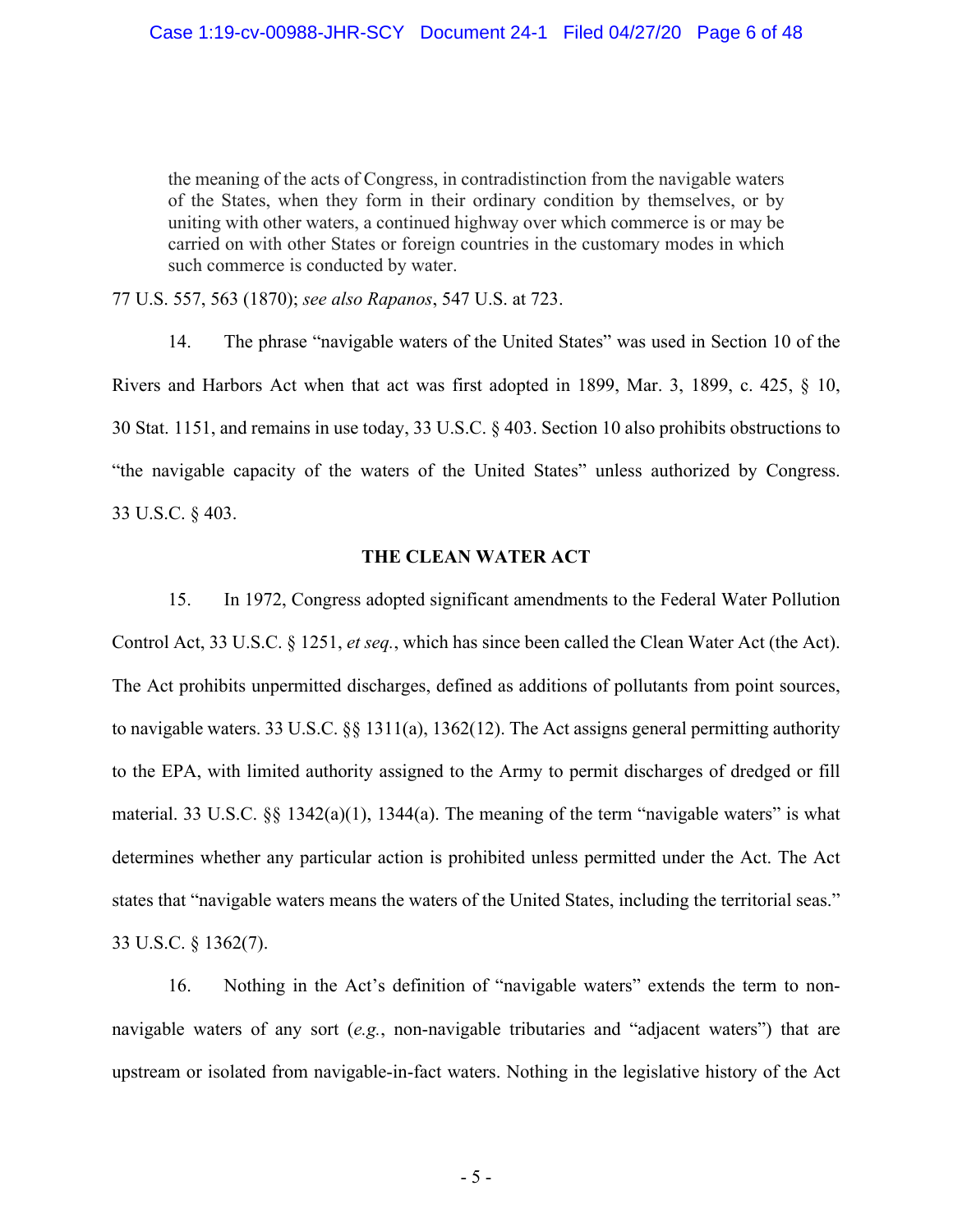> the meaning of the acts of Congress, in contradistinction from the navigable waters of the States, when they form in their ordinary condition by themselves, or by uniting with other waters, a continued highway over which commerce is or may be carried on with other States or foreign countries in the customary modes in which such commerce is conducted by water.

77 U.S. 557, 563 (1870); *see also Rapanos*, 547 U.S. at 723.

14. The phrase "navigable waters of the United States" was used in Section 10 of the Rivers and Harbors Act when that act was first adopted in 1899, Mar. 3, 1899, c. 425, § 10, 30 Stat. 1151, and remains in use today, 33 U.S.C. § 403. Section 10 also prohibits obstructions to "the navigable capacity of the waters of the United States" unless authorized by Congress. 33 U.S.C. § 403.

## THE CLEAN WATER ACT

15. In 1972, Congress adopted significant amendments to the Federal Water Pollution Control Act, 33 U.S.C. § 1251, *et seq.*, which has since been called the Clean Water Act (the Act). The Act prohibits unpermitted discharges, defined as additions of pollutants from point sources, to navigable waters. 33 U.S.C. §§ 1311(a), 1362(12). The Act assigns general permitting authority to the EPA, with limited authority assigned to the Army to permit discharges of dredged or fill material. 33 U.S.C. §§ 1342(a)(1), 1344(a). The meaning of the term "navigable waters" is what determines whether any particular action is prohibited unless permitted under the Act. The Act states that "navigable waters means the waters of the United States, including the territorial seas." 33 U.S.C. § 1362(7).

16. Nothing in the Act's definition of "navigable waters" extends the term to non-navigable waters of any sort (*e.g.*, non-navigable tributaries and "adjacent waters") that are upstream or isolated from navigable-in-fact waters. Nothing in the legislative history of the Act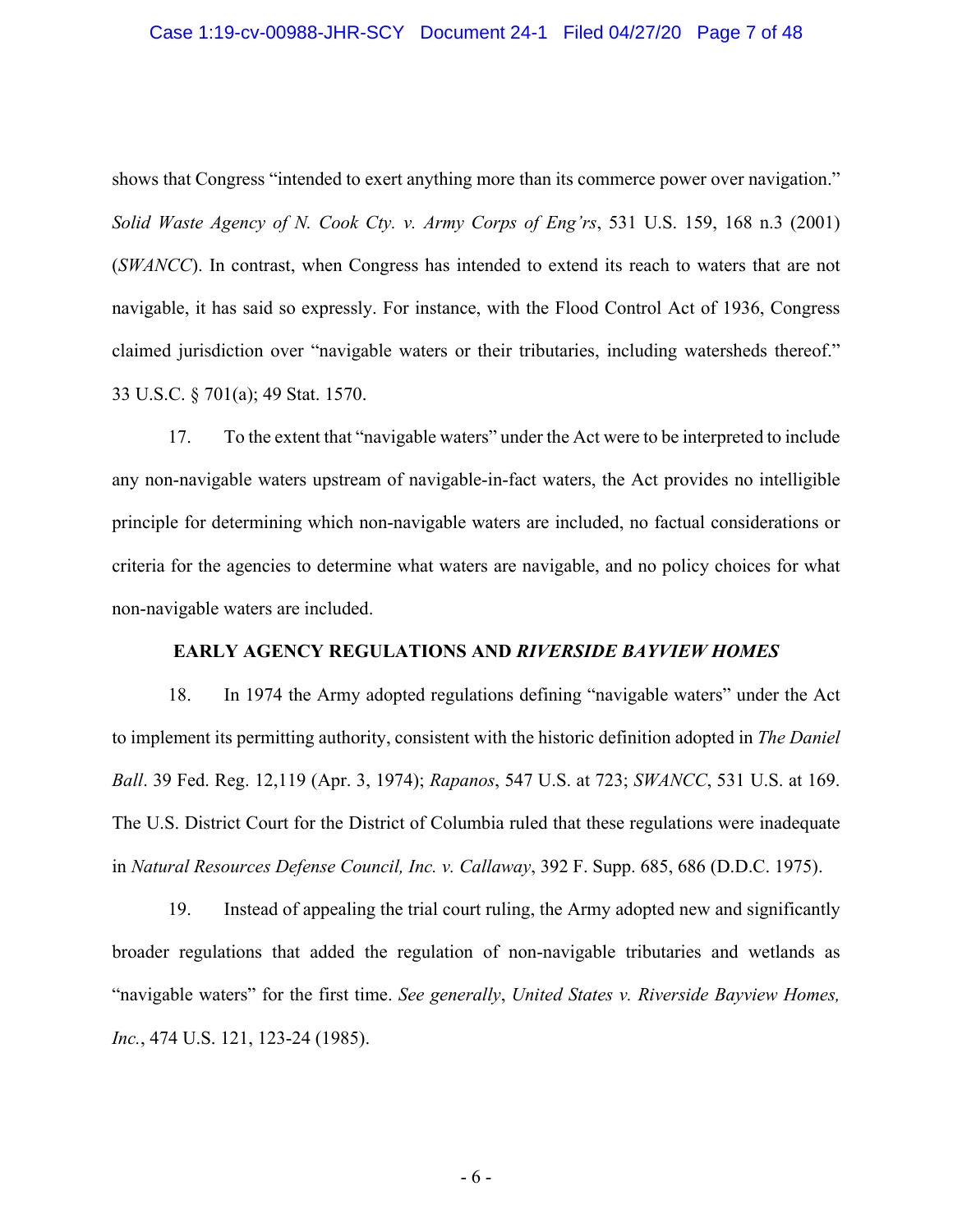shows that Congress "intended to exert anything more than its commerce power over navigation." *Solid Waste Agency of N. Cook Cty. v. Army Corps of Eng'rs*, 531 U.S. 159, 168 n.3 (2001) (*SWANCC*). In contrast, when Congress has intended to extend its reach to waters that are not navigable, it has said so expressly. For instance, with the Flood Control Act of 1936, Congress claimed jurisdiction over "navigable waters or their tributaries, including watersheds thereof." 33 U.S.C. § 701(a); 49 Stat. 1570.

17. To the extent that "navigable waters" under the Act were to be interpreted to include any non-navigable waters upstream of navigable-in-fact waters, the Act provides no intelligible principle for determining which non-navigable waters are included, no factual considerations or criteria for the agencies to determine what waters are navigable, and no policy choices for what non-navigable waters are included.

## EARLY AGENCY REGULATIONS AND *RIVERSIDE BAYVIEW HOMES*

18. In 1974 the Army adopted regulations defining "navigable waters" under the Act to implement its permitting authority, consistent with the historic definition adopted in *The Daniel Ball*. 39 Fed. Reg. 12,119 (Apr. 3, 1974); *Rapanos*, 547 U.S. at 723; *SWANCC*, 531 U.S. at 169. The U.S. District Court for the District of Columbia ruled that these regulations were inadequate in *Natural Resources Defense Council, Inc. v. Callaway*, 392 F. Supp. 685, 686 (D.D.C. 1975).

19. Instead of appealing the trial court ruling, the Army adopted new and significantly broader regulations that added the regulation of non-navigable tributaries and wetlands as "navigable waters" for the first time. *See generally*, *United States v. Riverside Bayview Homes, Inc.*, 474 U.S. 121, 123-24 (1985).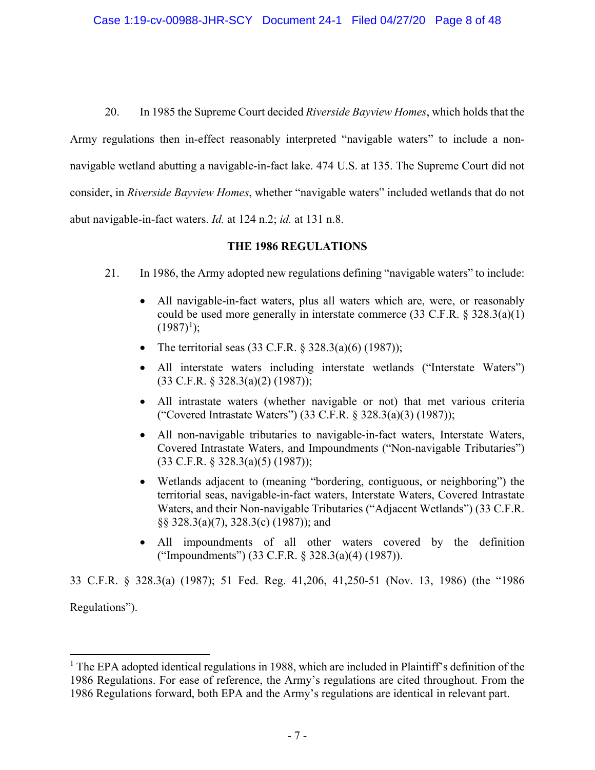20. In 1985 the Supreme Court decided *Riverside Bayview Homes*, which holds that the Army regulations then in-effect reasonably interpreted "navigable waters" to include a non-navigable wetland abutting a navigable-in-fact lake. 474 U.S. at 135. The Supreme Court did not consider, in *Riverside Bayview Homes*, whether "navigable waters" included wetlands that do not abut navigable-in-fact waters. *Id.* at 124 n.2; *id.* at 131 n.8.

## THE 1986 REGULATIONS

21. In 1986, the Army adopted new regulations defining "navigable waters" to include:

- All navigable-in-fact waters, plus all waters which are, were, or reasonably could be used more generally in interstate commerce (33 C.F.R. § 328.3(a)(1) (1987)[1]);
- The territorial seas (33 C.F.R. § 328.3(a)(6) (1987));
- All interstate waters including interstate wetlands ("Interstate Waters") (33 C.F.R. § 328.3(a)(2) (1987));
- All intrastate waters (whether navigable or not) that met various criteria ("Covered Intrastate Waters") (33 C.F.R. § 328.3(a)(3) (1987));
- All non-navigable tributaries to navigable-in-fact waters, Interstate Waters, Covered Intrastate Waters, and Impoundments ("Non-navigable Tributaries") (33 C.F.R. § 328.3(a)(5) (1987));
- Wetlands adjacent to (meaning "bordering, contiguous, or neighboring") the territorial seas, navigable-in-fact waters, Interstate Waters, Covered Intrastate Waters, and their Non-navigable Tributaries ("Adjacent Wetlands") (33 C.F.R. §§ 328.3(a)(7), 328.3(c) (1987)); and
- All impoundments of all other waters covered by the definition ("Impoundments") (33 C.F.R. § 328.3(a)(4) (1987)).

33 C.F.R. § 328.3(a) (1987); 51 Fed. Reg. 41,206, 41,250-51 (Nov. 13, 1986) (the "1986 Regulations").

[1] The EPA adopted identical regulations in 1988, which are included in Plaintiff's definition of the 1986 Regulations. For ease of reference, the Army's regulations are cited throughout. From the 1986 Regulations forward, both EPA and the Army's regulations are identical in relevant part.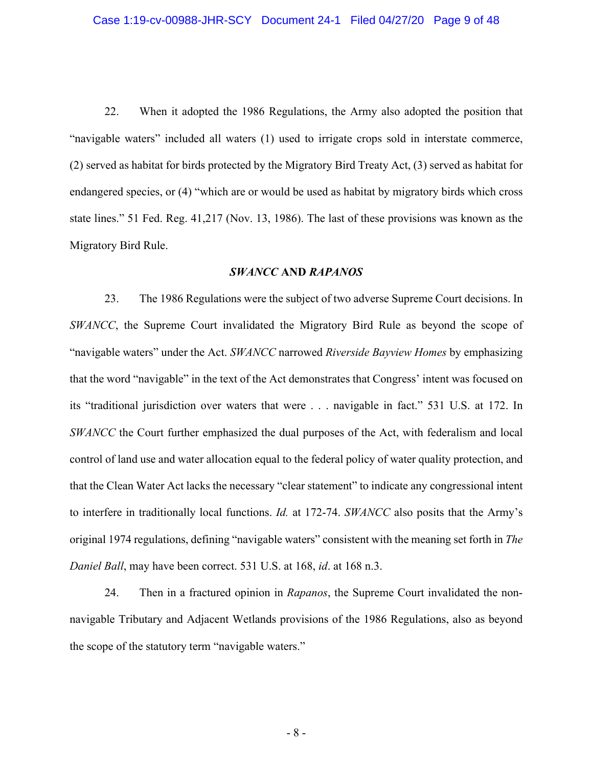22. When it adopted the 1986 Regulations, the Army also adopted the position that "navigable waters" included all waters (1) used to irrigate crops sold in interstate commerce, (2) served as habitat for birds protected by the Migratory Bird Treaty Act, (3) served as habitat for endangered species, or (4) "which are or would be used as habitat by migratory birds which cross state lines." 51 Fed. Reg. 41,217 (Nov. 13, 1986). The last of these provisions was known as the Migratory Bird Rule.

## *SWANCC* AND *RAPANOS*

23. The 1986 Regulations were the subject of two adverse Supreme Court decisions. In *SWANCC*, the Supreme Court invalidated the Migratory Bird Rule as beyond the scope of "navigable waters" under the Act. *SWANCC* narrowed *Riverside Bayview Homes* by emphasizing that the word "navigable" in the text of the Act demonstrates that Congress' intent was focused on its "traditional jurisdiction over waters that were . . . navigable in fact." 531 U.S. at 172. In *SWANCC* the Court further emphasized the dual purposes of the Act, with federalism and local control of land use and water allocation equal to the federal policy of water quality protection, and that the Clean Water Act lacks the necessary "clear statement" to indicate any congressional intent to interfere in traditionally local functions. *Id.* at 172-74. *SWANCC* also posits that the Army's original 1974 regulations, defining "navigable waters" consistent with the meaning set forth in *The Daniel Ball*, may have been correct. 531 U.S. at 168, *id*. at 168 n.3.

24. Then in a fractured opinion in *Rapanos*, the Supreme Court invalidated the non-navigable Tributary and Adjacent Wetlands provisions of the 1986 Regulations, also as beyond the scope of the statutory term "navigable waters."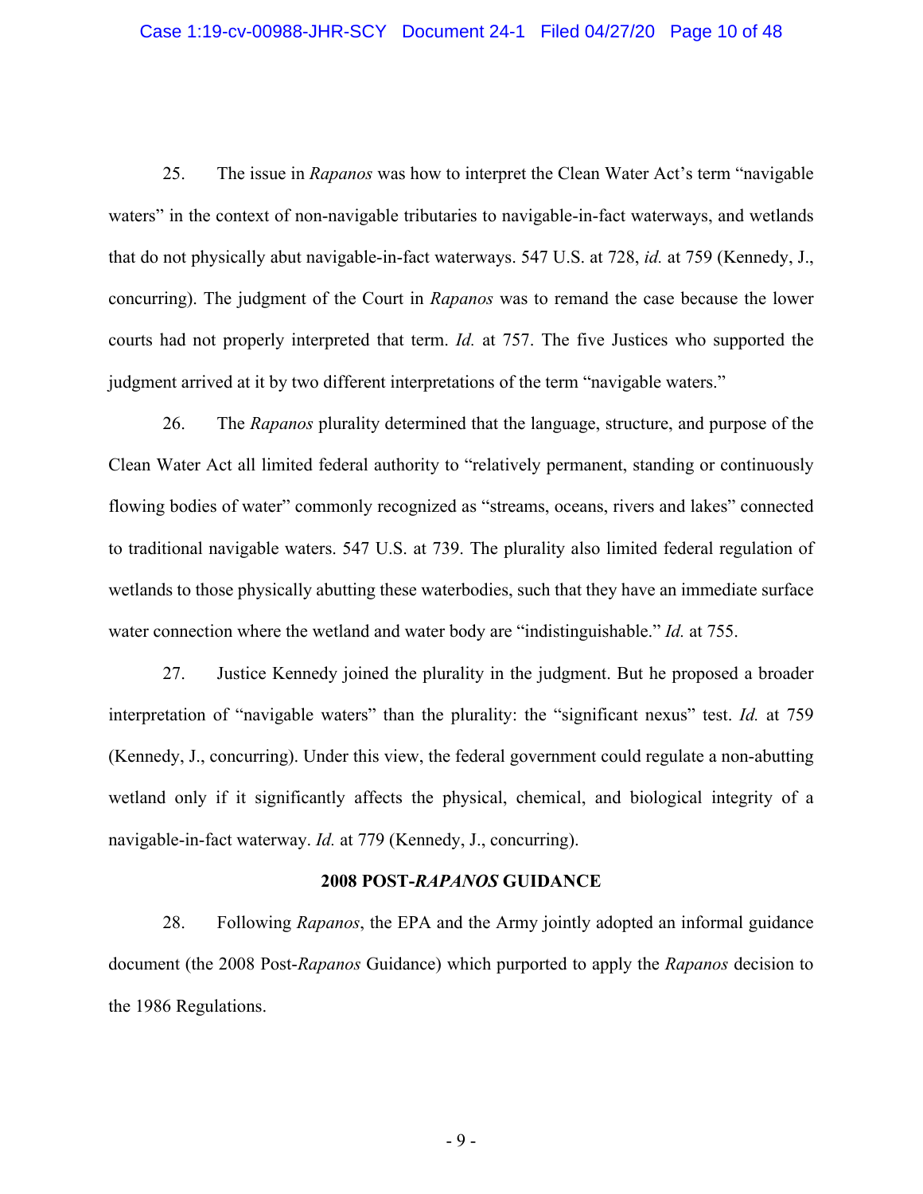25. The issue in *Rapanos* was how to interpret the Clean Water Act's term "navigable waters" in the context of non-navigable tributaries to navigable-in-fact waterways, and wetlands that do not physically abut navigable-in-fact waterways. 547 U.S. at 728, *id.* at 759 (Kennedy, J., concurring). The judgment of the Court in *Rapanos* was to remand the case because the lower courts had not properly interpreted that term. *Id.* at 757. The five Justices who supported the judgment arrived at it by two different interpretations of the term "navigable waters."

26. The *Rapanos* plurality determined that the language, structure, and purpose of the Clean Water Act all limited federal authority to "relatively permanent, standing or continuously flowing bodies of water" commonly recognized as "streams, oceans, rivers and lakes" connected to traditional navigable waters. 547 U.S. at 739. The plurality also limited federal regulation of wetlands to those physically abutting these waterbodies, such that they have an immediate surface water connection where the wetland and water body are "indistinguishable." *Id.* at 755.

27. Justice Kennedy joined the plurality in the judgment. But he proposed a broader interpretation of "navigable waters" than the plurality: the "significant nexus" test. *Id.* at 759 (Kennedy, J., concurring). Under this view, the federal government could regulate a non-abutting wetland only if it significantly affects the physical, chemical, and biological integrity of a navigable-in-fact waterway. *Id.* at 779 (Kennedy, J., concurring).

### 2008 POST-*RAPANOS* GUIDANCE

28. Following *Rapanos*, the EPA and the Army jointly adopted an informal guidance document (the 2008 Post-*Rapanos* Guidance) which purported to apply the *Rapanos* decision to the 1986 Regulations.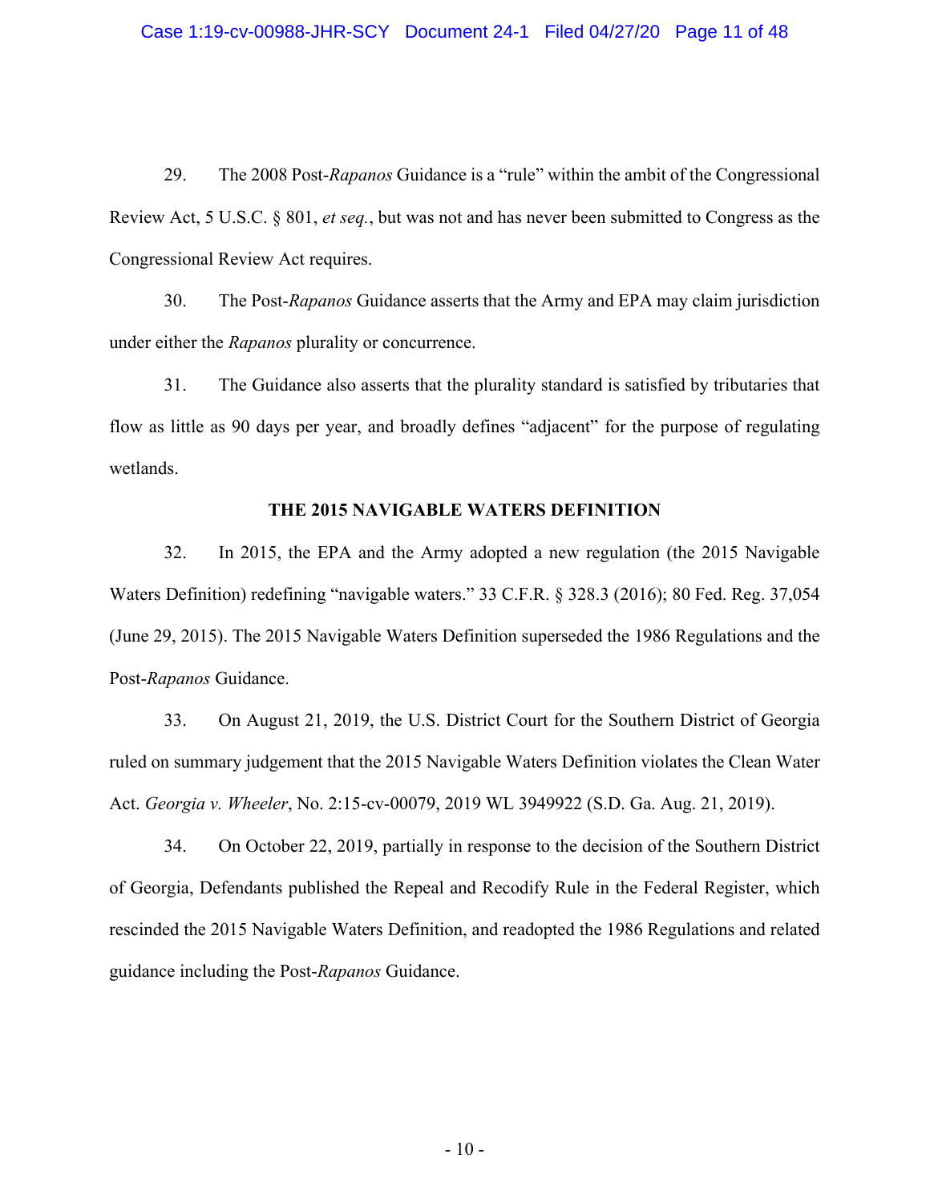29. The 2008 Post-*Rapanos* Guidance is a "rule" within the ambit of the Congressional Review Act, 5 U.S.C. § 801, *et seq.*, but was not and has never been submitted to Congress as the Congressional Review Act requires.

30. The Post-*Rapanos* Guidance asserts that the Army and EPA may claim jurisdiction under either the *Rapanos* plurality or concurrence.

31. The Guidance also asserts that the plurality standard is satisfied by tributaries that flow as little as 90 days per year, and broadly defines "adjacent" for the purpose of regulating wetlands.

**THE 2015 NAVIGABLE WATERS DEFINITION**

32. In 2015, the EPA and the Army adopted a new regulation (the 2015 Navigable Waters Definition) redefining "navigable waters." 33 C.F.R. § 328.3 (2016); 80 Fed. Reg. 37,054 (June 29, 2015). The 2015 Navigable Waters Definition superseded the 1986 Regulations and the Post-*Rapanos* Guidance.

33. On August 21, 2019, the U.S. District Court for the Southern District of Georgia ruled on summary judgement that the 2015 Navigable Waters Definition violates the Clean Water Act. *Georgia v. Wheeler*, No. 2:15-cv-00079, 2019 WL 3949922 (S.D. Ga. Aug. 21, 2019).

34. On October 22, 2019, partially in response to the decision of the Southern District of Georgia, Defendants published the Repeal and Recodify Rule in the Federal Register, which rescinded the 2015 Navigable Waters Definition, and readopted the 1986 Regulations and related guidance including the Post-*Rapanos* Guidance.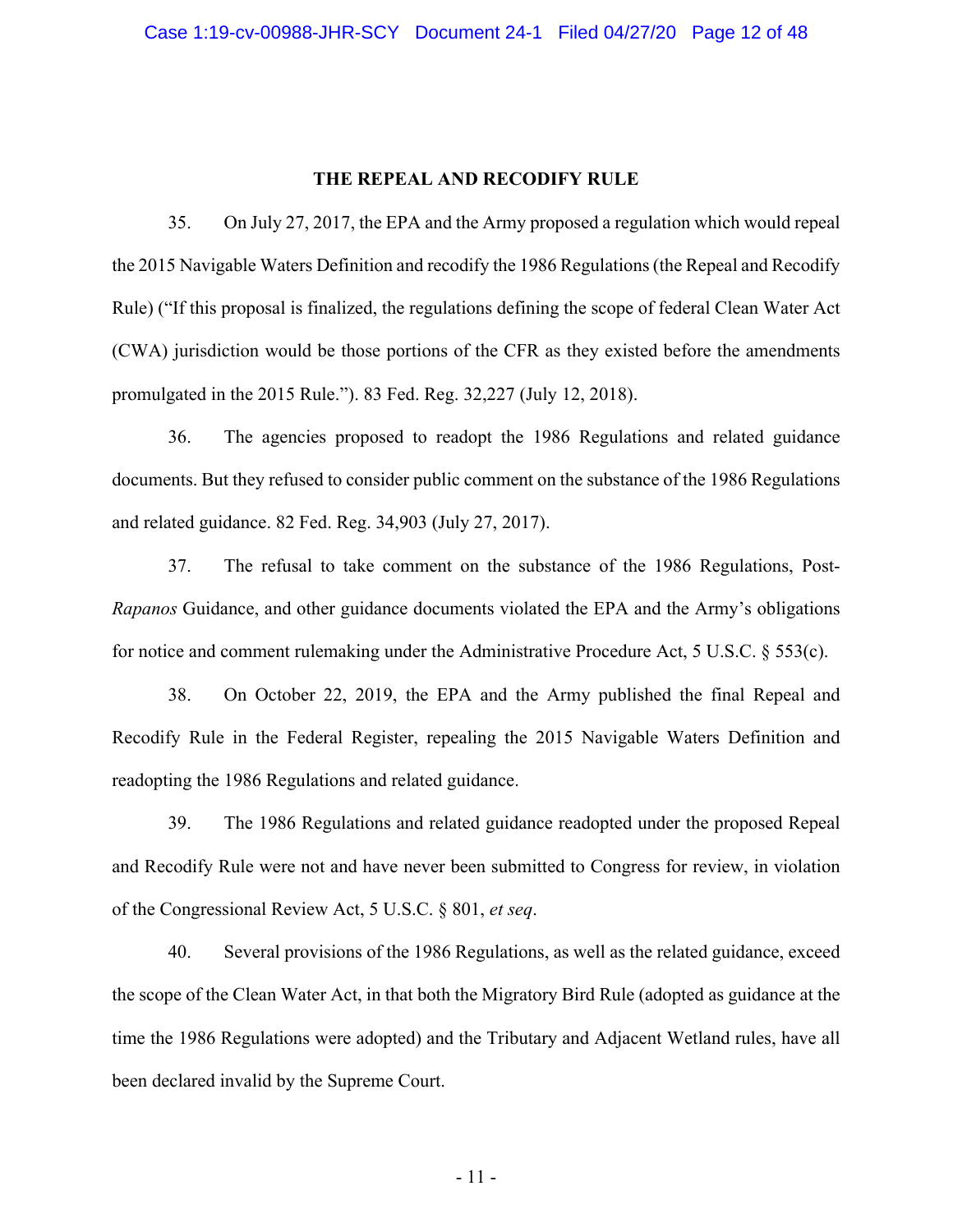## THE REPEAL AND RECODIFY RULE

35. On July 27, 2017, the EPA and the Army proposed a regulation which would repeal the 2015 Navigable Waters Definition and recodify the 1986 Regulations (the Repeal and Recodify Rule) ("If this proposal is finalized, the regulations defining the scope of federal Clean Water Act (CWA) jurisdiction would be those portions of the CFR as they existed before the amendments promulgated in the 2015 Rule."). 83 Fed. Reg. 32,227 (July 12, 2018).

36. The agencies proposed to readopt the 1986 Regulations and related guidance documents. But they refused to consider public comment on the substance of the 1986 Regulations and related guidance. 82 Fed. Reg. 34,903 (July 27, 2017).

37. The refusal to take comment on the substance of the 1986 Regulations, Post-*Rapanos* Guidance, and other guidance documents violated the EPA and the Army's obligations for notice and comment rulemaking under the Administrative Procedure Act, 5 U.S.C. § 553(c).

38. On October 22, 2019, the EPA and the Army published the final Repeal and Recodify Rule in the Federal Register, repealing the 2015 Navigable Waters Definition and readopting the 1986 Regulations and related guidance.

39. The 1986 Regulations and related guidance readopted under the proposed Repeal and Recodify Rule were not and have never been submitted to Congress for review, in violation of the Congressional Review Act, 5 U.S.C. § 801, *et seq*.

40. Several provisions of the 1986 Regulations, as well as the related guidance, exceed the scope of the Clean Water Act, in that both the Migratory Bird Rule (adopted as guidance at the time the 1986 Regulations were adopted) and the Tributary and Adjacent Wetland rules, have all been declared invalid by the Supreme Court.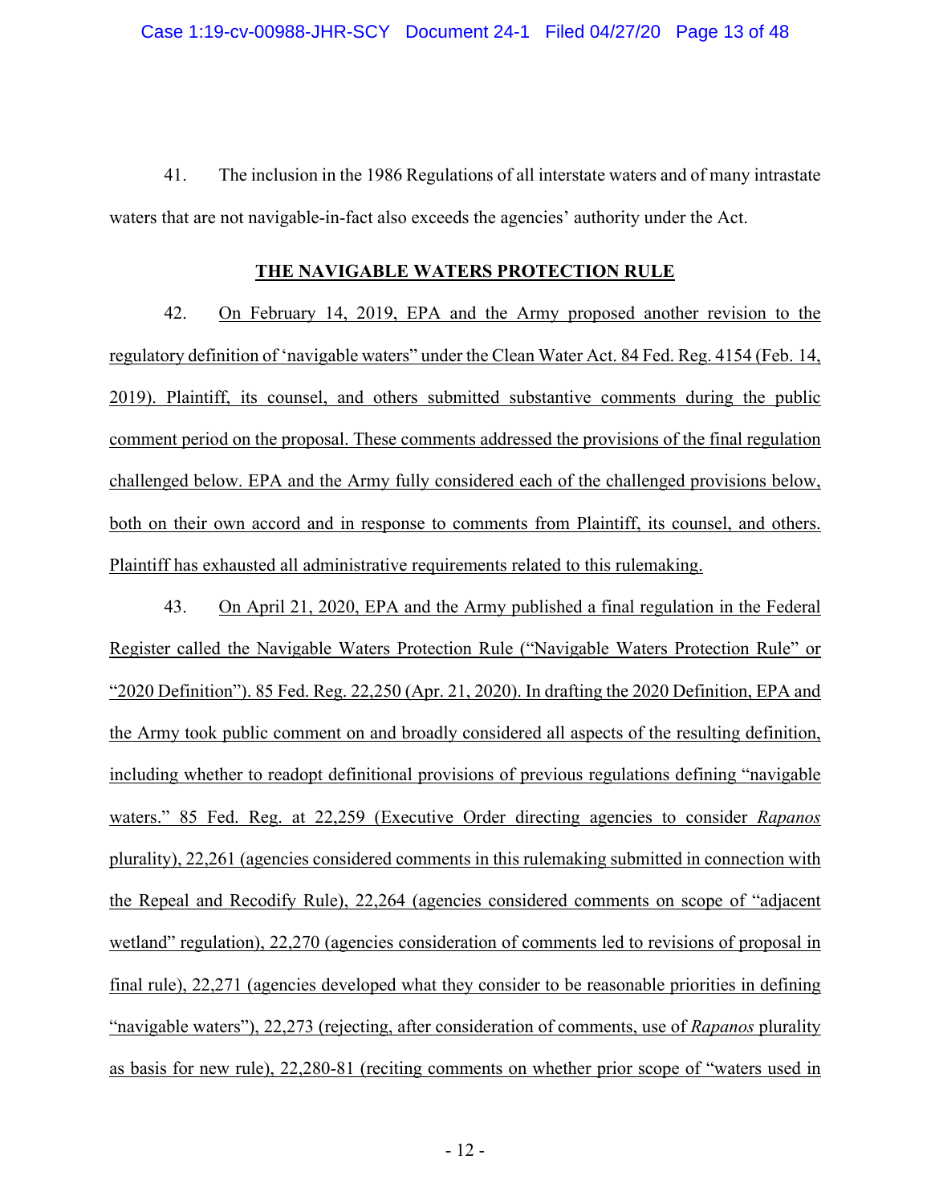41. The inclusion in the 1986 Regulations of all interstate waters and of many intrastate waters that are not navigable-in-fact also exceeds the agencies' authority under the Act.

## THE NAVIGABLE WATERS PROTECTION RULE

42. On February 14, 2019, EPA and the Army proposed another revision to the regulatory definition of 'navigable waters" under the Clean Water Act. 84 Fed. Reg. 4154 (Feb. 14, 2019). Plaintiff, its counsel, and others submitted substantive comments during the public comment period on the proposal. These comments addressed the provisions of the final regulation challenged below. EPA and the Army fully considered each of the challenged provisions below, both on their own accord and in response to comments from Plaintiff, its counsel, and others. Plaintiff has exhausted all administrative requirements related to this rulemaking.

43. On April 21, 2020, EPA and the Army published a final regulation in the Federal Register called the Navigable Waters Protection Rule ("Navigable Waters Protection Rule" or "2020 Definition"). 85 Fed. Reg. 22,250 (Apr. 21, 2020). In drafting the 2020 Definition, EPA and the Army took public comment on and broadly considered all aspects of the resulting definition, including whether to readopt definitional provisions of previous regulations defining "navigable waters." 85 Fed. Reg. at 22,259 (Executive Order directing agencies to consider *Rapanos* plurality), 22,261 (agencies considered comments in this rulemaking submitted in connection with the Repeal and Recodify Rule), 22,264 (agencies considered comments on scope of "adjacent wetland" regulation), 22,270 (agencies consideration of comments led to revisions of proposal in final rule), 22,271 (agencies developed what they consider to be reasonable priorities in defining "navigable waters"), 22,273 (rejecting, after consideration of comments, use of *Rapanos* plurality as basis for new rule), 22,280-81 (reciting comments on whether prior scope of "waters used in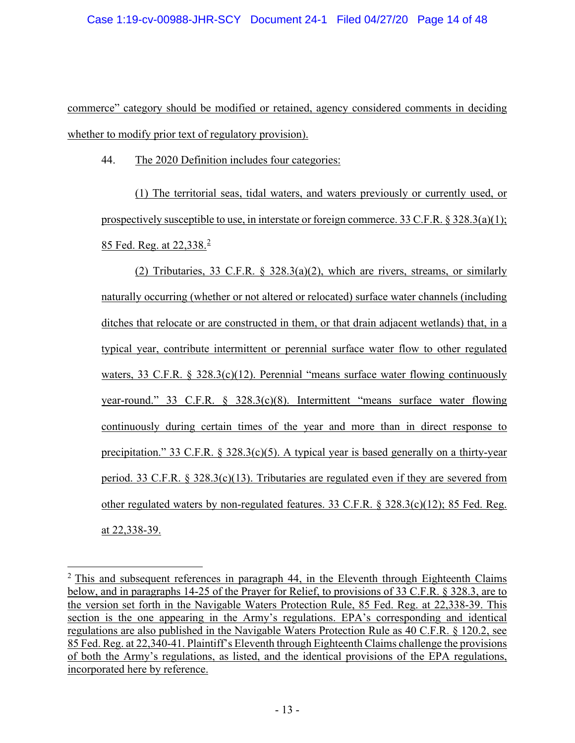commerce" category should be modified or retained, agency considered comments in deciding whether to modify prior text of regulatory provision).

44. The 2020 Definition includes four categories:

(1) The territorial seas, tidal waters, and waters previously or currently used, or prospectively susceptible to use, in interstate or foreign commerce. 33 C.F.R. § 328.3(a)(1); 85 Fed. Reg. at 22,338.[2]

(2) Tributaries, 33 C.F.R. § 328.3(a)(2), which are rivers, streams, or similarly naturally occurring (whether or not altered or relocated) surface water channels (including ditches that relocate or are constructed in them, or that drain adjacent wetlands) that, in a typical year, contribute intermittent or perennial surface water flow to other regulated waters, 33 C.F.R. § 328.3(c)(12). Perennial "means surface water flowing continuously year-round." 33 C.F.R. § 328.3(c)(8). Intermittent "means surface water flowing continuously during certain times of the year and more than in direct response to precipitation." 33 C.F.R. § 328.3(c)(5). A typical year is based generally on a thirty-year period. 33 C.F.R. § 328.3(c)(13). Tributaries are regulated even if they are severed from other regulated waters by non-regulated features. 33 C.F.R. § 328.3(c)(12); 85 Fed. Reg. at 22,338-39.

---

[2] This and subsequent references in paragraph 44, in the Eleventh through Eighteenth Claims below, and in paragraphs 14-25 of the Prayer for Relief, to provisions of 33 C.F.R. § 328.3, are to the version set forth in the Navigable Waters Protection Rule, 85 Fed. Reg. at 22,338-39. This section is the one appearing in the Army's regulations. EPA's corresponding and identical regulations are also published in the Navigable Waters Protection Rule as 40 C.F.R. § 120.2, see 85 Fed. Reg. at 22,340-41. Plaintiff's Eleventh through Eighteenth Claims challenge the provisions of both the Army's regulations, as listed, and the identical provisions of the EPA regulations, incorporated here by reference.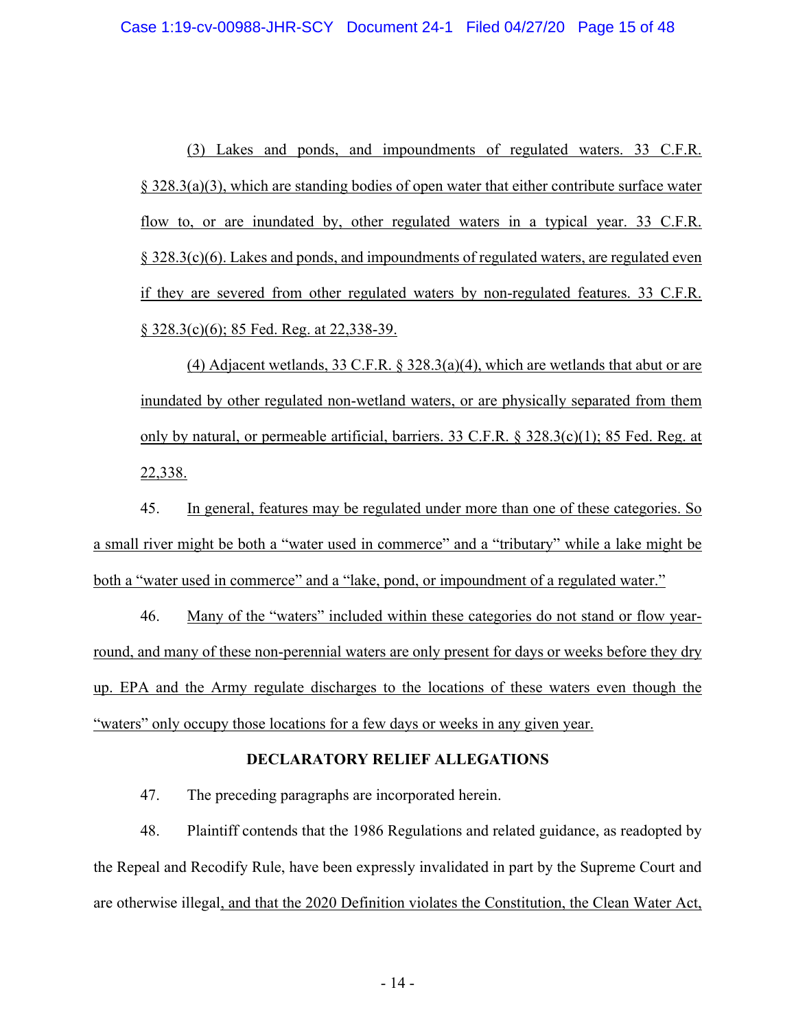(3) Lakes and ponds, and impoundments of regulated waters. 33 C.F.R. § 328.3(a)(3), which are standing bodies of open water that either contribute surface water flow to, or are inundated by, other regulated waters in a typical year. 33 C.F.R. § 328.3(c)(6). Lakes and ponds, and impoundments of regulated waters, are regulated even if they are severed from other regulated waters by non-regulated features. 33 C.F.R. § 328.3(c)(6); 85 Fed. Reg. at 22,338-39.

(4) Adjacent wetlands, 33 C.F.R. § 328.3(a)(4), which are wetlands that abut or are inundated by other regulated non-wetland waters, or are physically separated from them only by natural, or permeable artificial, barriers. 33 C.F.R. § 328.3(c)(1); 85 Fed. Reg. at 22,338.

45. In general, features may be regulated under more than one of these categories. So a small river might be both a "water used in commerce" and a "tributary" while a lake might be both a "water used in commerce" and a "lake, pond, or impoundment of a regulated water."

46. Many of the "waters" included within these categories do not stand or flow year-round, and many of these non-perennial waters are only present for days or weeks before they dry up. EPA and the Army regulate discharges to the locations of these waters even though the "waters" only occupy those locations for a few days or weeks in any given year.

**DECLARATORY RELIEF ALLEGATIONS**

47. The preceding paragraphs are incorporated herein.

48. Plaintiff contends that the 1986 Regulations and related guidance, as readopted by the Repeal and Recodify Rule, have been expressly invalidated in part by the Supreme Court and are otherwise illegal, and that the 2020 Definition violates the Constitution, the Clean Water Act,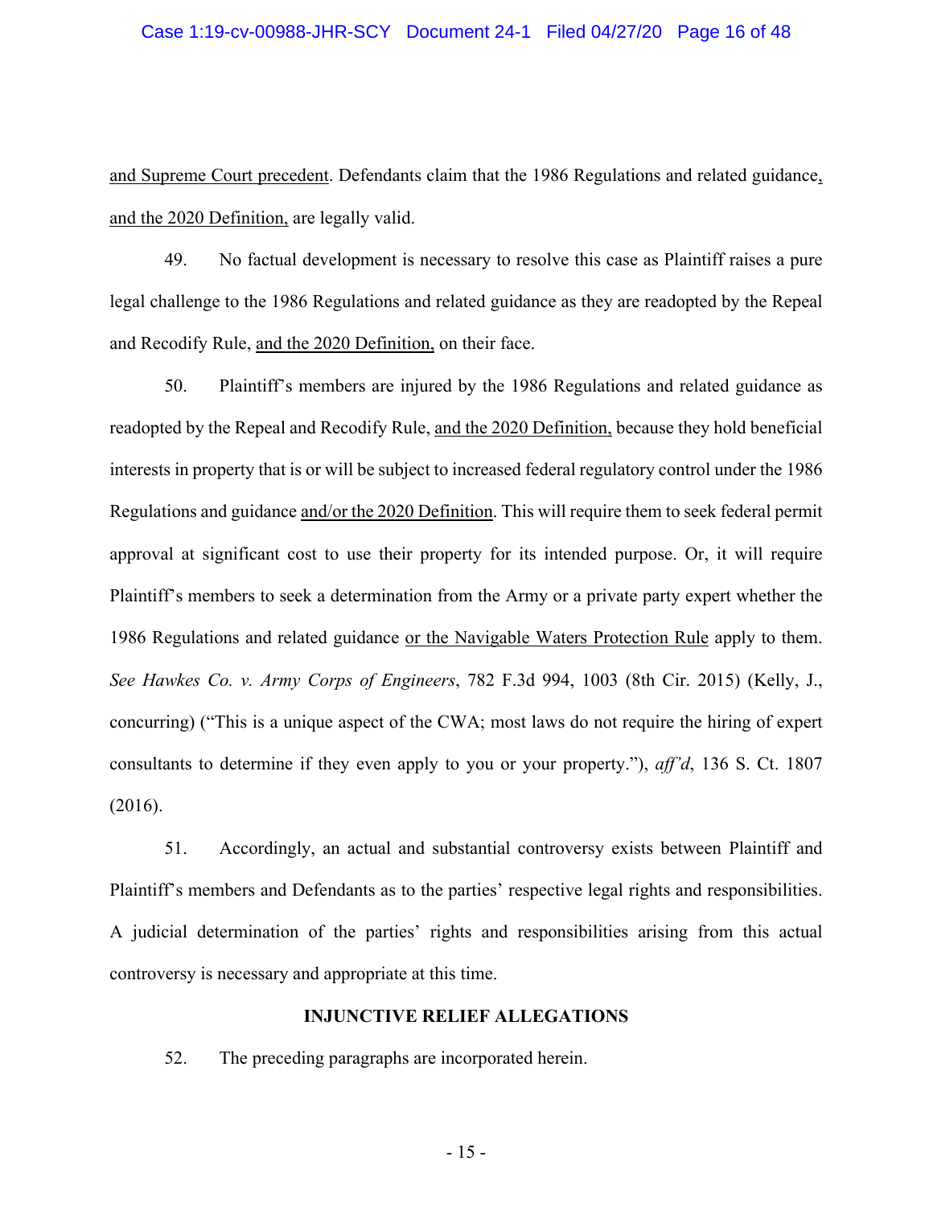and Supreme Court precedent. Defendants claim that the 1986 Regulations and related guidance, and the 2020 Definition, are legally valid.

49. No factual development is necessary to resolve this case as Plaintiff raises a pure legal challenge to the 1986 Regulations and related guidance as they are readopted by the Repeal and Recodify Rule, and the 2020 Definition, on their face.

50. Plaintiff's members are injured by the 1986 Regulations and related guidance as readopted by the Repeal and Recodify Rule, and the 2020 Definition, because they hold beneficial interests in property that is or will be subject to increased federal regulatory control under the 1986 Regulations and guidance and/or the 2020 Definition. This will require them to seek federal permit approval at significant cost to use their property for its intended purpose. Or, it will require Plaintiff's members to seek a determination from the Army or a private party expert whether the 1986 Regulations and related guidance or the Navigable Waters Protection Rule apply to them. *See Hawkes Co. v. Army Corps of Engineers*, 782 F.3d 994, 1003 (8th Cir. 2015) (Kelly, J., concurring) ("This is a unique aspect of the CWA; most laws do not require the hiring of expert consultants to determine if they even apply to you or your property."), *aff'd*, 136 S. Ct. 1807 (2016).

51. Accordingly, an actual and substantial controversy exists between Plaintiff and Plaintiff's members and Defendants as to the parties' respective legal rights and responsibilities. A judicial determination of the parties' rights and responsibilities arising from this actual controversy is necessary and appropriate at this time.

## INJUNCTIVE RELIEF ALLEGATIONS

52. The preceding paragraphs are incorporated herein.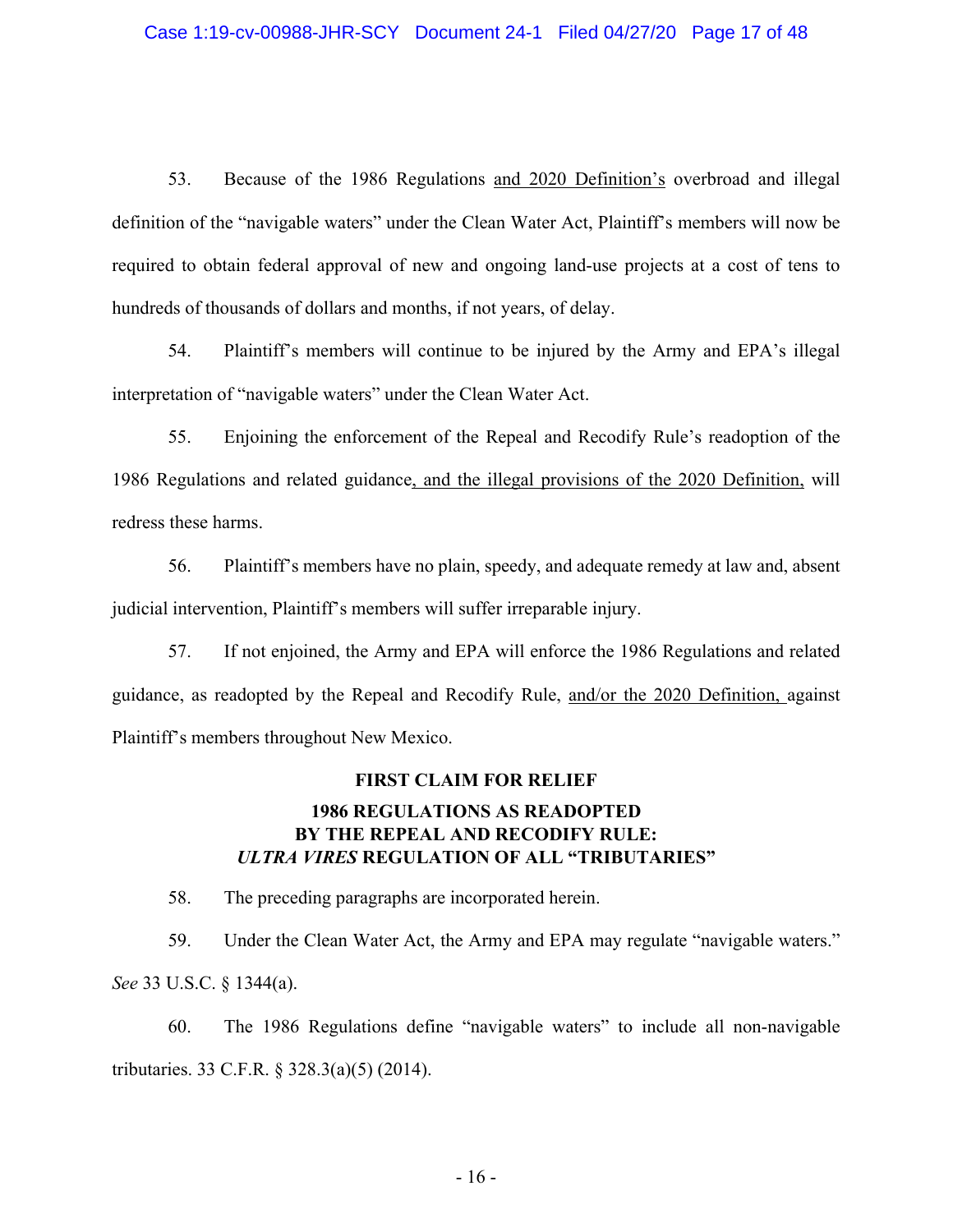53. Because of the 1986 Regulations <u>and 2020 Definition's</u> overbroad and illegal definition of the "navigable waters" under the Clean Water Act, Plaintiff's members will now be required to obtain federal approval of new and ongoing land-use projects at a cost of tens to hundreds of thousands of dollars and months, if not years, of delay.

54. Plaintiff's members will continue to be injured by the Army and EPA's illegal interpretation of "navigable waters" under the Clean Water Act.

55. Enjoining the enforcement of the Repeal and Recodify Rule's readoption of the 1986 Regulations and related guidance<u>, and the illegal provisions of the 2020 Definition,</u> will redress these harms.

56. Plaintiff's members have no plain, speedy, and adequate remedy at law and, absent judicial intervention, Plaintiff's members will suffer irreparable injury.

57. If not enjoined, the Army and EPA will enforce the 1986 Regulations and related guidance, as readopted by the Repeal and Recodify Rule, <u>and/or the 2020 Definition,</u> against Plaintiff's members throughout New Mexico.

**FIRST CLAIM FOR RELIEF**

**1986 REGULATIONS AS READOPTED BY THE REPEAL AND RECODIFY RULE: *ULTRA VIRES* REGULATION OF ALL "TRIBUTARIES"**

58. The preceding paragraphs are incorporated herein.

59. Under the Clean Water Act, the Army and EPA may regulate "navigable waters." *See* 33 U.S.C. § 1344(a).

60. The 1986 Regulations define "navigable waters" to include all non-navigable tributaries. 33 C.F.R. § 328.3(a)(5) (2014).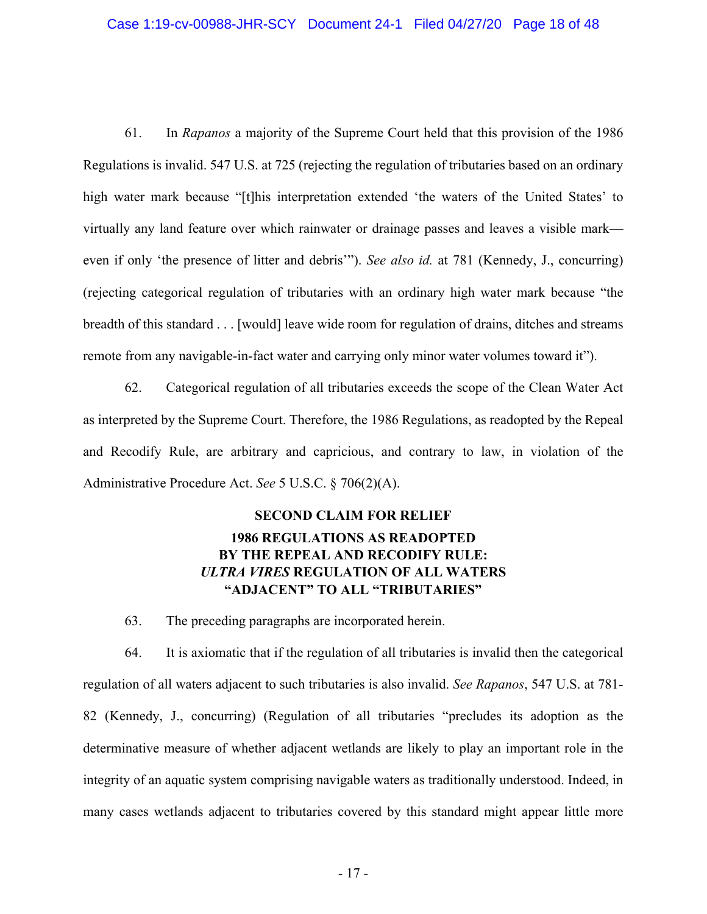61. In *Rapanos* a majority of the Supreme Court held that this provision of the 1986 Regulations is invalid. 547 U.S. at 725 (rejecting the regulation of tributaries based on an ordinary high water mark because "[t]his interpretation extended 'the waters of the United States' to virtually any land feature over which rainwater or drainage passes and leaves a visible mark—even if only 'the presence of litter and debris'"). *See also id.* at 781 (Kennedy, J., concurring) (rejecting categorical regulation of tributaries with an ordinary high water mark because "the breadth of this standard . . . [would] leave wide room for regulation of drains, ditches and streams remote from any navigable-in-fact water and carrying only minor water volumes toward it").

62. Categorical regulation of all tributaries exceeds the scope of the Clean Water Act as interpreted by the Supreme Court. Therefore, the 1986 Regulations, as readopted by the Repeal and Recodify Rule, are arbitrary and capricious, and contrary to law, in violation of the Administrative Procedure Act. *See* 5 U.S.C. § 706(2)(A).

## SECOND CLAIM FOR RELIEF

## 1986 REGULATIONS AS READOPTED BY THE REPEAL AND RECODIFY RULE: *ULTRA VIRES* REGULATION OF ALL WATERS "ADJACENT" TO ALL "TRIBUTARIES"

63. The preceding paragraphs are incorporated herein.

64. It is axiomatic that if the regulation of all tributaries is invalid then the categorical regulation of all waters adjacent to such tributaries is also invalid. *See Rapanos*, 547 U.S. at 781-82 (Kennedy, J., concurring) (Regulation of all tributaries "precludes its adoption as the determinative measure of whether adjacent wetlands are likely to play an important role in the integrity of an aquatic system comprising navigable waters as traditionally understood. Indeed, in many cases wetlands adjacent to tributaries covered by this standard might appear little more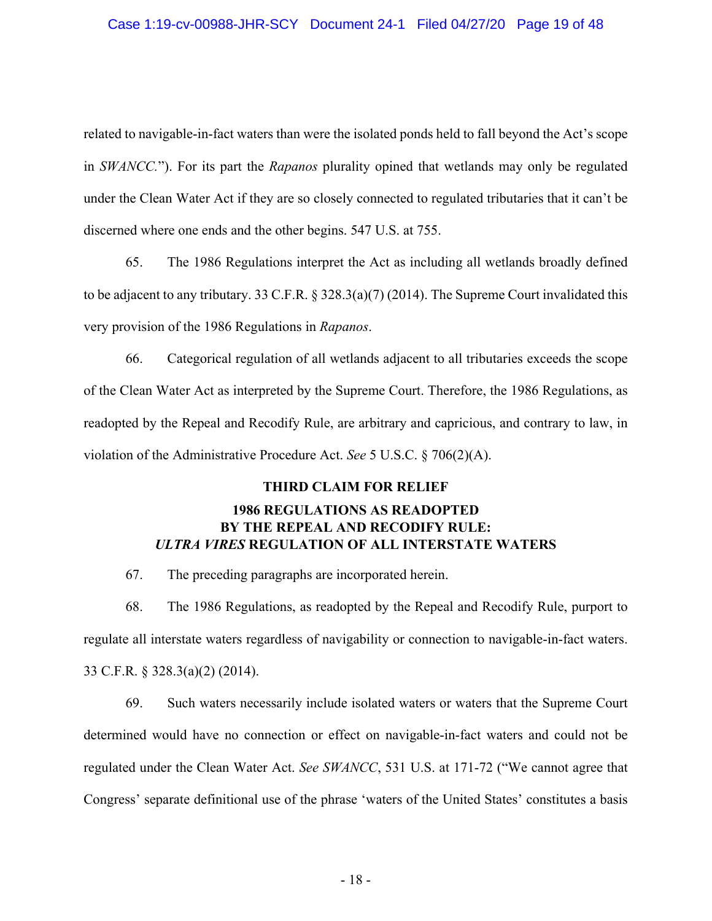related to navigable-in-fact waters than were the isolated ponds held to fall beyond the Act's scope in *SWANCC*."). For its part the *Rapanos* plurality opined that wetlands may only be regulated under the Clean Water Act if they are so closely connected to regulated tributaries that it can't be discerned where one ends and the other begins. 547 U.S. at 755.

65. The 1986 Regulations interpret the Act as including all wetlands broadly defined to be adjacent to any tributary. 33 C.F.R. § 328.3(a)(7) (2014). The Supreme Court invalidated this very provision of the 1986 Regulations in *Rapanos*.

66. Categorical regulation of all wetlands adjacent to all tributaries exceeds the scope of the Clean Water Act as interpreted by the Supreme Court. Therefore, the 1986 Regulations, as readopted by the Repeal and Recodify Rule, are arbitrary and capricious, and contrary to law, in violation of the Administrative Procedure Act. *See* 5 U.S.C. § 706(2)(A).

## THIRD CLAIM FOR RELIEF

## 1986 REGULATIONS AS READOPTED BY THE REPEAL AND RECODIFY RULE: *ULTRA VIRES* REGULATION OF ALL INTERSTATE WATERS

67. The preceding paragraphs are incorporated herein.

68. The 1986 Regulations, as readopted by the Repeal and Recodify Rule, purport to regulate all interstate waters regardless of navigability or connection to navigable-in-fact waters. 33 C.F.R. § 328.3(a)(2) (2014).

69. Such waters necessarily include isolated waters or waters that the Supreme Court determined would have no connection or effect on navigable-in-fact waters and could not be regulated under the Clean Water Act. *See SWANCC*, 531 U.S. at 171-72 ("We cannot agree that Congress' separate definitional use of the phrase 'waters of the United States' constitutes a basis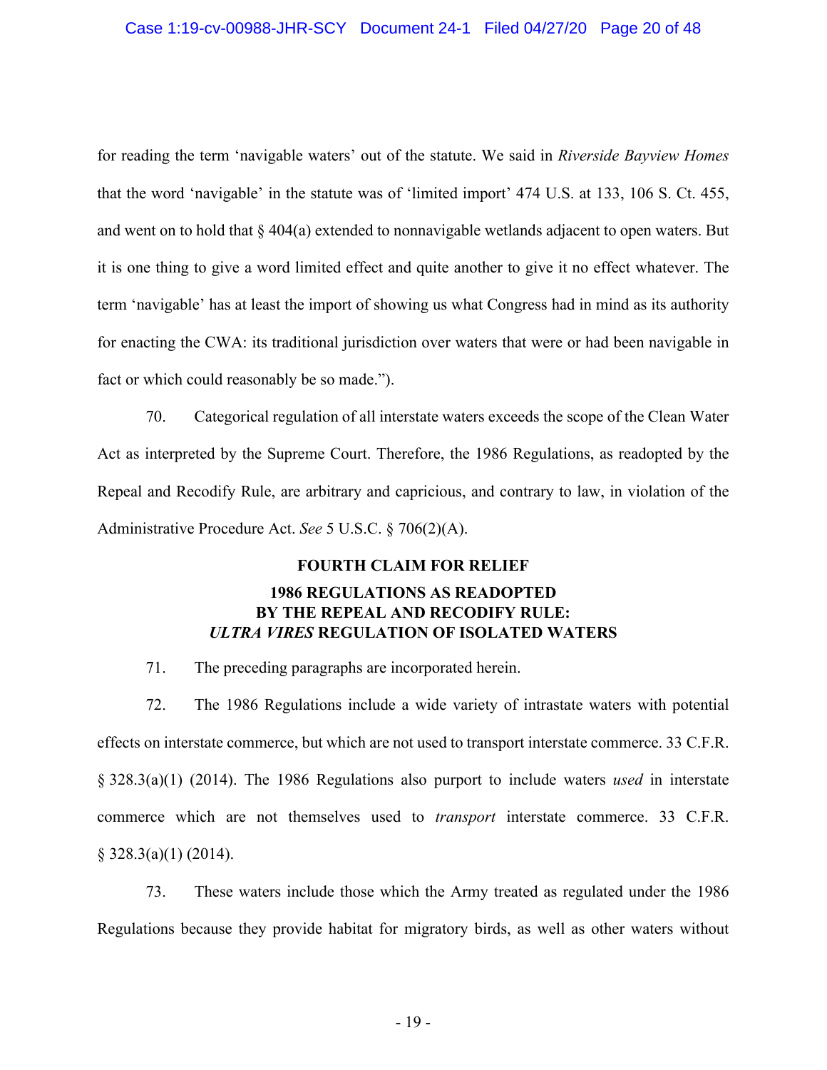for reading the term 'navigable waters' out of the statute. We said in *Riverside Bayview Homes* that the word 'navigable' in the statute was of 'limited import' 474 U.S. at 133, 106 S. Ct. 455, and went on to hold that § 404(a) extended to nonnavigable wetlands adjacent to open waters. But it is one thing to give a word limited effect and quite another to give it no effect whatever. The term 'navigable' has at least the import of showing us what Congress had in mind as its authority for enacting the CWA: its traditional jurisdiction over waters that were or had been navigable in fact or which could reasonably be so made.").

70. Categorical regulation of all interstate waters exceeds the scope of the Clean Water Act as interpreted by the Supreme Court. Therefore, the 1986 Regulations, as readopted by the Repeal and Recodify Rule, are arbitrary and capricious, and contrary to law, in violation of the Administrative Procedure Act. *See* 5 U.S.C. § 706(2)(A).

## FOURTH CLAIM FOR RELIEF

### 1986 REGULATIONS AS READOPTED BY THE REPEAL AND RECODIFY RULE: *ULTRA VIRES* REGULATION OF ISOLATED WATERS

71. The preceding paragraphs are incorporated herein.

72. The 1986 Regulations include a wide variety of intrastate waters with potential effects on interstate commerce, but which are not used to transport interstate commerce. 33 C.F.R. § 328.3(a)(1) (2014). The 1986 Regulations also purport to include waters *used* in interstate commerce which are not themselves used to *transport* interstate commerce. 33 C.F.R. § 328.3(a)(1) (2014).

73. These waters include those which the Army treated as regulated under the 1986 Regulations because they provide habitat for migratory birds, as well as other waters without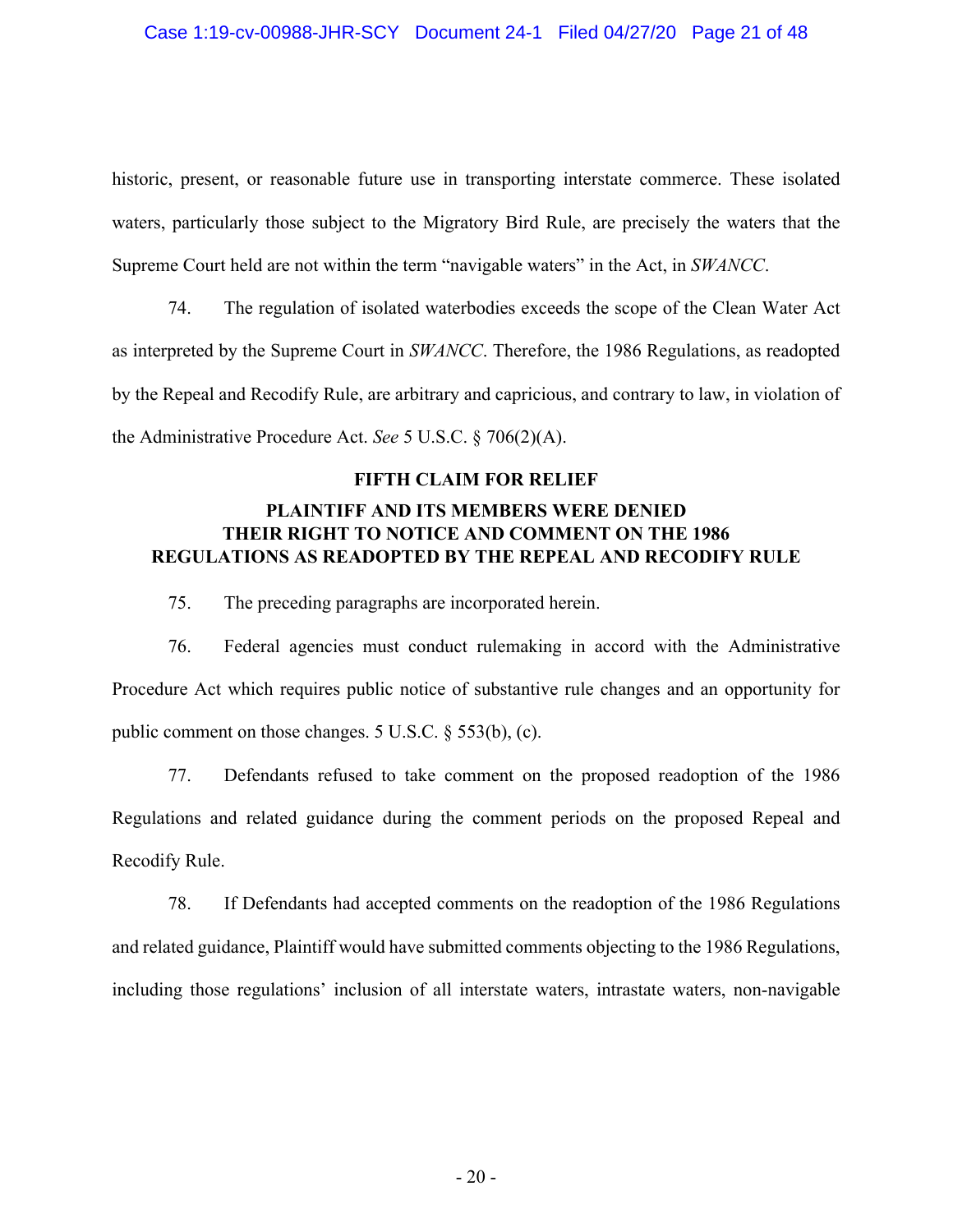historic, present, or reasonable future use in transporting interstate commerce. These isolated waters, particularly those subject to the Migratory Bird Rule, are precisely the waters that the Supreme Court held are not within the term "navigable waters" in the Act, in *SWANCC*.

74. The regulation of isolated waterbodies exceeds the scope of the Clean Water Act as interpreted by the Supreme Court in *SWANCC*. Therefore, the 1986 Regulations, as readopted by the Repeal and Recodify Rule, are arbitrary and capricious, and contrary to law, in violation of the Administrative Procedure Act. *See* 5 U.S.C. § 706(2)(A).

## FIFTH CLAIM FOR RELIEF

### PLAINTIFF AND ITS MEMBERS WERE DENIED THEIR RIGHT TO NOTICE AND COMMENT ON THE 1986 REGULATIONS AS READOPTED BY THE REPEAL AND RECODIFY RULE

75. The preceding paragraphs are incorporated herein.

76. Federal agencies must conduct rulemaking in accord with the Administrative Procedure Act which requires public notice of substantive rule changes and an opportunity for public comment on those changes. 5 U.S.C. § 553(b), (c).

77. Defendants refused to take comment on the proposed readoption of the 1986 Regulations and related guidance during the comment periods on the proposed Repeal and Recodify Rule.

78. If Defendants had accepted comments on the readoption of the 1986 Regulations and related guidance, Plaintiff would have submitted comments objecting to the 1986 Regulations, including those regulations' inclusion of all interstate waters, intrastate waters, non-navigable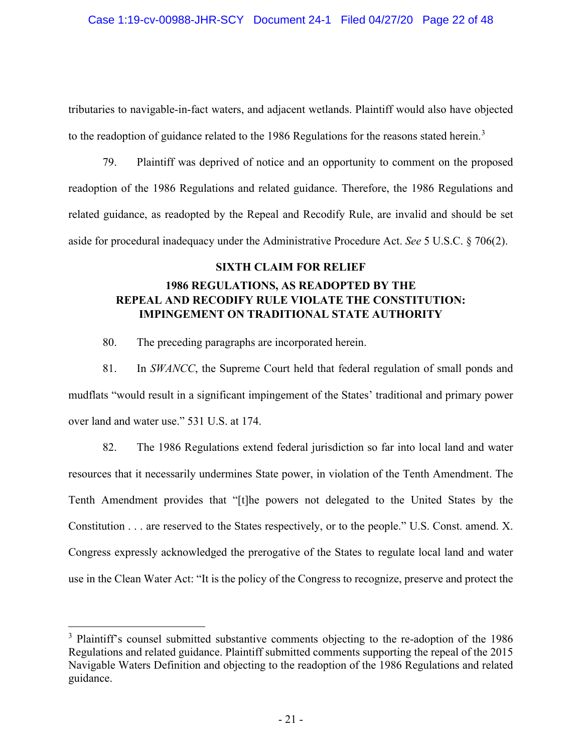tributaries to navigable-in-fact waters, and adjacent wetlands. Plaintiff would also have objected to the readoption of guidance related to the 1986 Regulations for the reasons stated herein.[3]

79. Plaintiff was deprived of notice and an opportunity to comment on the proposed readoption of the 1986 Regulations and related guidance. Therefore, the 1986 Regulations and related guidance, as readopted by the Repeal and Recodify Rule, are invalid and should be set aside for procedural inadequacy under the Administrative Procedure Act. *See* 5 U.S.C. § 706(2).

**SIXTH CLAIM FOR RELIEF**

**1986 REGULATIONS, AS READOPTED BY THE REPEAL AND RECODIFY RULE VIOLATE THE CONSTITUTION: IMPINGEMENT ON TRADITIONAL STATE AUTHORITY**

80. The preceding paragraphs are incorporated herein.

81. In *SWANCC*, the Supreme Court held that federal regulation of small ponds and mudflats "would result in a significant impingement of the States' traditional and primary power over land and water use." 531 U.S. at 174.

82. The 1986 Regulations extend federal jurisdiction so far into local land and water resources that it necessarily undermines State power, in violation of the Tenth Amendment. The Tenth Amendment provides that "[t]he powers not delegated to the United States by the Constitution . . . are reserved to the States respectively, or to the people." U.S. Const. amend. X. Congress expressly acknowledged the prerogative of the States to regulate local land and water use in the Clean Water Act: "It is the policy of the Congress to recognize, preserve and protect the

---

[3] Plaintiff's counsel submitted substantive comments objecting to the re-adoption of the 1986 Regulations and related guidance. Plaintiff submitted comments supporting the repeal of the 2015 Navigable Waters Definition and objecting to the readoption of the 1986 Regulations and related guidance.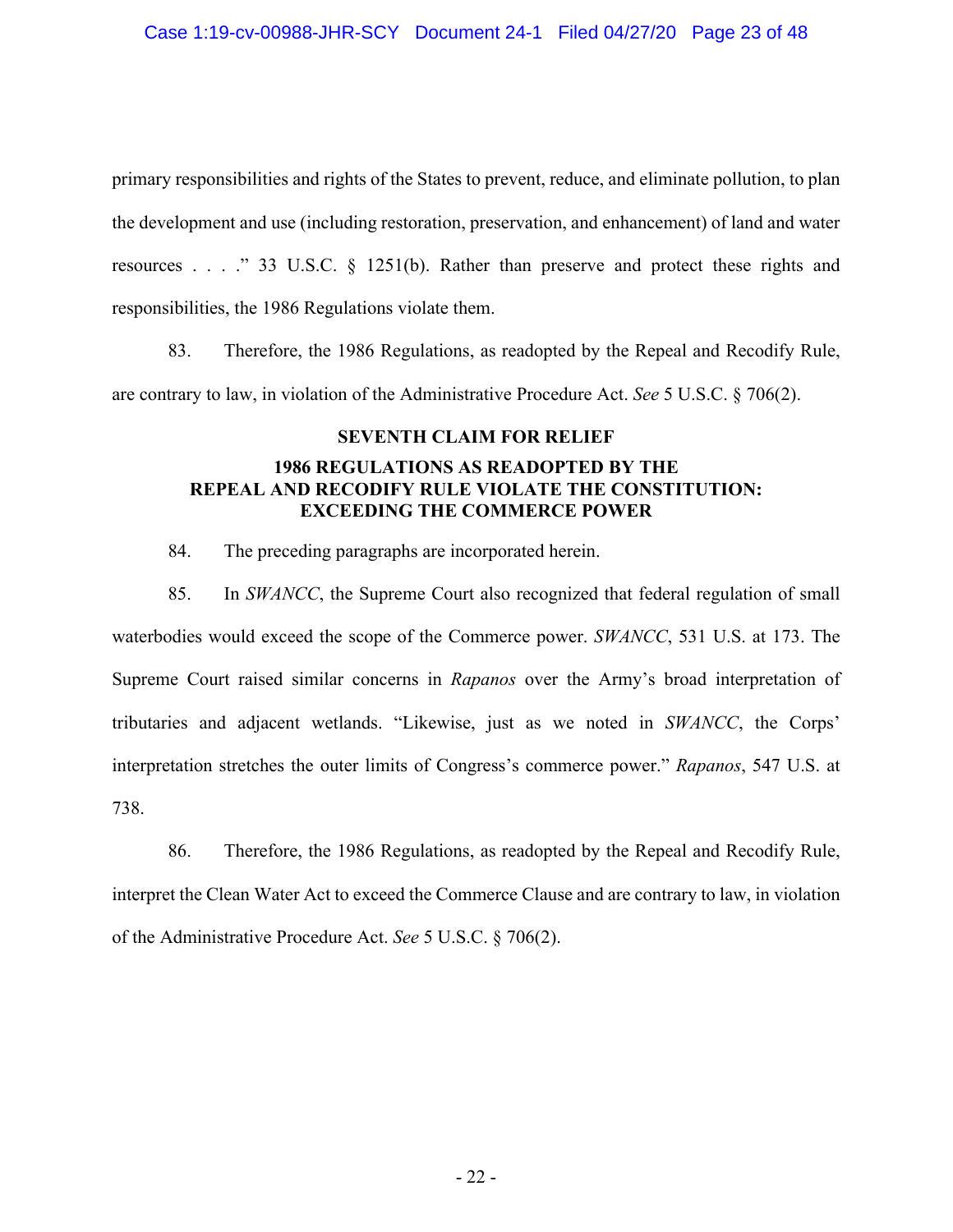primary responsibilities and rights of the States to prevent, reduce, and eliminate pollution, to plan the development and use (including restoration, preservation, and enhancement) of land and water resources . . . ." 33 U.S.C. § 1251(b). Rather than preserve and protect these rights and responsibilities, the 1986 Regulations violate them.

83. Therefore, the 1986 Regulations, as readopted by the Repeal and Recodify Rule, are contrary to law, in violation of the Administrative Procedure Act. *See* 5 U.S.C. § 706(2).

## SEVENTH CLAIM FOR RELIEF

## 1986 REGULATIONS AS READOPTED BY THE REPEAL AND RECODIFY RULE VIOLATE THE CONSTITUTION: EXCEEDING THE COMMERCE POWER

84. The preceding paragraphs are incorporated herein.

85. In *SWANCC*, the Supreme Court also recognized that federal regulation of small waterbodies would exceed the scope of the Commerce power. *SWANCC*, 531 U.S. at 173. The Supreme Court raised similar concerns in *Rapanos* over the Army's broad interpretation of tributaries and adjacent wetlands. "Likewise, just as we noted in *SWANCC*, the Corps' interpretation stretches the outer limits of Congress's commerce power." *Rapanos*, 547 U.S. at 738.

86. Therefore, the 1986 Regulations, as readopted by the Repeal and Recodify Rule, interpret the Clean Water Act to exceed the Commerce Clause and are contrary to law, in violation of the Administrative Procedure Act. *See* 5 U.S.C. § 706(2).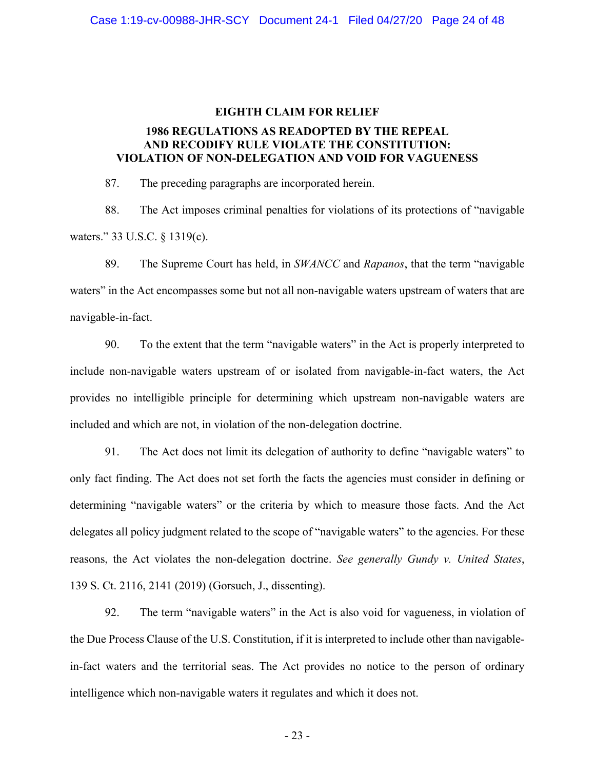## EIGHTH CLAIM FOR RELIEF

## 1986 REGULATIONS AS READOPTED BY THE REPEAL AND RECODIFY RULE VIOLATE THE CONSTITUTION: VIOLATION OF NON-DELEGATION AND VOID FOR VAGUENESS

87. The preceding paragraphs are incorporated herein.

88. The Act imposes criminal penalties for violations of its protections of "navigable waters." 33 U.S.C. § 1319(c).

89. The Supreme Court has held, in *SWANCC* and *Rapanos*, that the term "navigable waters" in the Act encompasses some but not all non-navigable waters upstream of waters that are navigable-in-fact.

90. To the extent that the term "navigable waters" in the Act is properly interpreted to include non-navigable waters upstream of or isolated from navigable-in-fact waters, the Act provides no intelligible principle for determining which upstream non-navigable waters are included and which are not, in violation of the non-delegation doctrine.

91. The Act does not limit its delegation of authority to define "navigable waters" to only fact finding. The Act does not set forth the facts the agencies must consider in defining or determining "navigable waters" or the criteria by which to measure those facts. And the Act delegates all policy judgment related to the scope of "navigable waters" to the agencies. For these reasons, the Act violates the non-delegation doctrine. *See generally Gundy v. United States*, 139 S. Ct. 2116, 2141 (2019) (Gorsuch, J., dissenting).

92. The term "navigable waters" in the Act is also void for vagueness, in violation of the Due Process Clause of the U.S. Constitution, if it is interpreted to include other than navigable-in-fact waters and the territorial seas. The Act provides no notice to the person of ordinary intelligence which non-navigable waters it regulates and which it does not.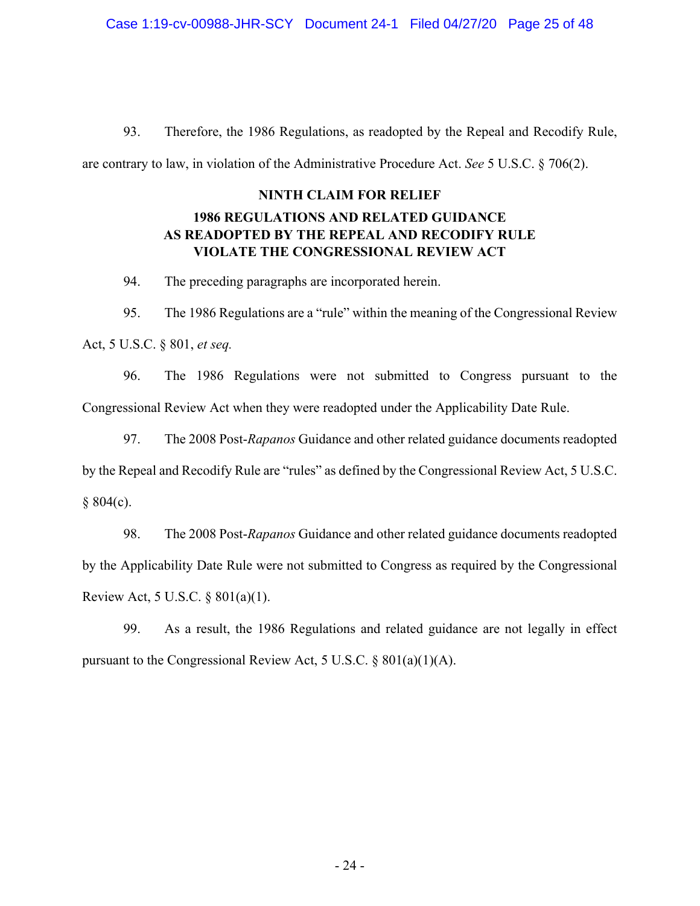93. Therefore, the 1986 Regulations, as readopted by the Repeal and Recodify Rule, are contrary to law, in violation of the Administrative Procedure Act. *See* 5 U.S.C. § 706(2).

**NINTH CLAIM FOR RELIEF**

**1986 REGULATIONS AND RELATED GUIDANCE AS READOPTED BY THE REPEAL AND RECODIFY RULE VIOLATE THE CONGRESSIONAL REVIEW ACT**

94. The preceding paragraphs are incorporated herein.

95. The 1986 Regulations are a "rule" within the meaning of the Congressional Review Act, 5 U.S.C. § 801, *et seq.*

96. The 1986 Regulations were not submitted to Congress pursuant to the Congressional Review Act when they were readopted under the Applicability Date Rule.

97. The 2008 Post-*Rapanos* Guidance and other related guidance documents readopted by the Repeal and Recodify Rule are "rules" as defined by the Congressional Review Act, 5 U.S.C. § 804(c).

98. The 2008 Post-*Rapanos* Guidance and other related guidance documents readopted by the Applicability Date Rule were not submitted to Congress as required by the Congressional Review Act, 5 U.S.C. § 801(a)(1).

99. As a result, the 1986 Regulations and related guidance are not legally in effect pursuant to the Congressional Review Act, 5 U.S.C. § 801(a)(1)(A).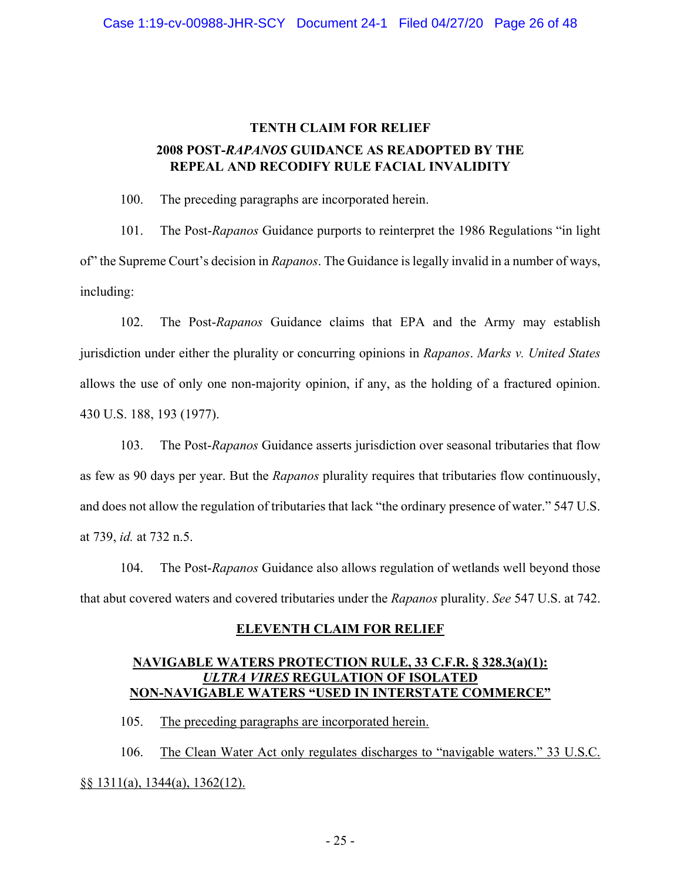## TENTH CLAIM FOR RELIEF

## 2008 POST-*RAPANOS* GUIDANCE AS READOPTED BY THE REPEAL AND RECODIFY RULE FACIAL INVALIDITY

100. The preceding paragraphs are incorporated herein.

101. The Post-*Rapanos* Guidance purports to reinterpret the 1986 Regulations "in light of" the Supreme Court's decision in *Rapanos*. The Guidance is legally invalid in a number of ways, including:

102. The Post-*Rapanos* Guidance claims that EPA and the Army may establish jurisdiction under either the plurality or concurring opinions in *Rapanos*. *Marks v. United States* allows the use of only one non-majority opinion, if any, as the holding of a fractured opinion. 430 U.S. 188, 193 (1977).

103. The Post-*Rapanos* Guidance asserts jurisdiction over seasonal tributaries that flow as few as 90 days per year. But the *Rapanos* plurality requires that tributaries flow continuously, and does not allow the regulation of tributaries that lack "the ordinary presence of water." 547 U.S. at 739, *id.* at 732 n.5.

104. The Post-*Rapanos* Guidance also allows regulation of wetlands well beyond those that abut covered waters and covered tributaries under the *Rapanos* plurality. *See* 547 U.S. at 742.

## ELEVENTH CLAIM FOR RELIEF

## NAVIGABLE WATERS PROTECTION RULE, 33 C.F.R. § 328.3(a)(1): *ULTRA VIRES* REGULATION OF ISOLATED NON-NAVIGABLE WATERS "USED IN INTERSTATE COMMERCE"

105. The preceding paragraphs are incorporated herein.

106. The Clean Water Act only regulates discharges to "navigable waters." 33 U.S.C. §§ 1311(a), 1344(a), 1362(12).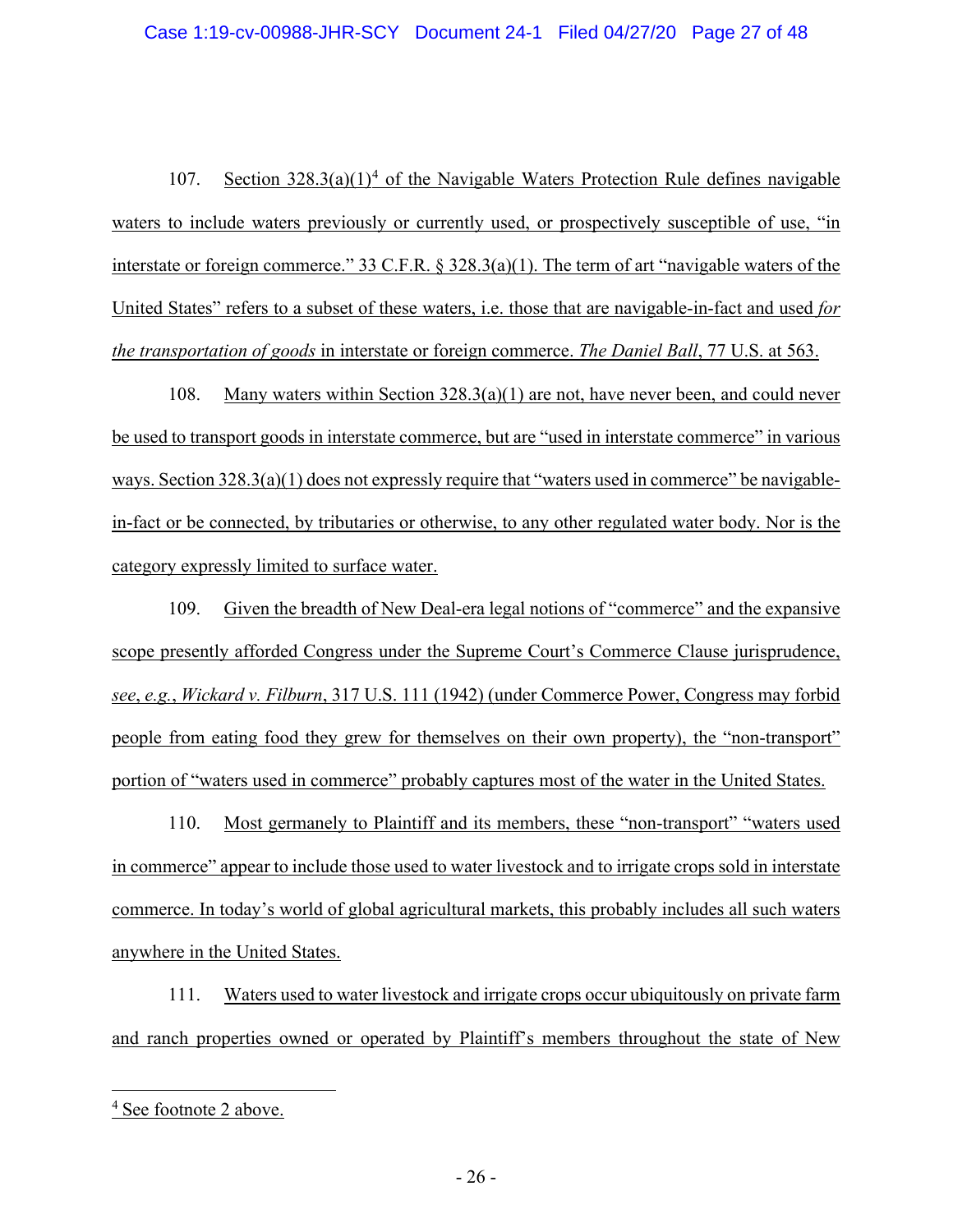107. Section 328.3(a)(1)[4] of the Navigable Waters Protection Rule defines navigable waters to include waters previously or currently used, or prospectively susceptible of use, "in interstate or foreign commerce." 33 C.F.R. § 328.3(a)(1). The term of art "navigable waters of the United States" refers to a subset of these waters, i.e. those that are navigable-in-fact and used *for the transportation of goods* in interstate or foreign commerce. *The Daniel Ball*, 77 U.S. at 563.

108. Many waters within Section 328.3(a)(1) are not, have never been, and could never be used to transport goods in interstate commerce, but are "used in interstate commerce" in various ways. Section 328.3(a)(1) does not expressly require that "waters used in commerce" be navigable-in-fact or be connected, by tributaries or otherwise, to any other regulated water body. Nor is the category expressly limited to surface water.

109. Given the breadth of New Deal-era legal notions of "commerce" and the expansive scope presently afforded Congress under the Supreme Court's Commerce Clause jurisprudence, *see*, *e.g.*, *Wickard v. Filburn*, 317 U.S. 111 (1942) (under Commerce Power, Congress may forbid people from eating food they grew for themselves on their own property), the "non-transport" portion of "waters used in commerce" probably captures most of the water in the United States.

110. Most germanely to Plaintiff and its members, these "non-transport" "waters used in commerce" appear to include those used to water livestock and to irrigate crops sold in interstate commerce. In today's world of global agricultural markets, this probably includes all such waters anywhere in the United States.

111. Waters used to water livestock and irrigate crops occur ubiquitously on private farm and ranch properties owned or operated by Plaintiff's members throughout the state of New

---

[4] See footnote 2 above.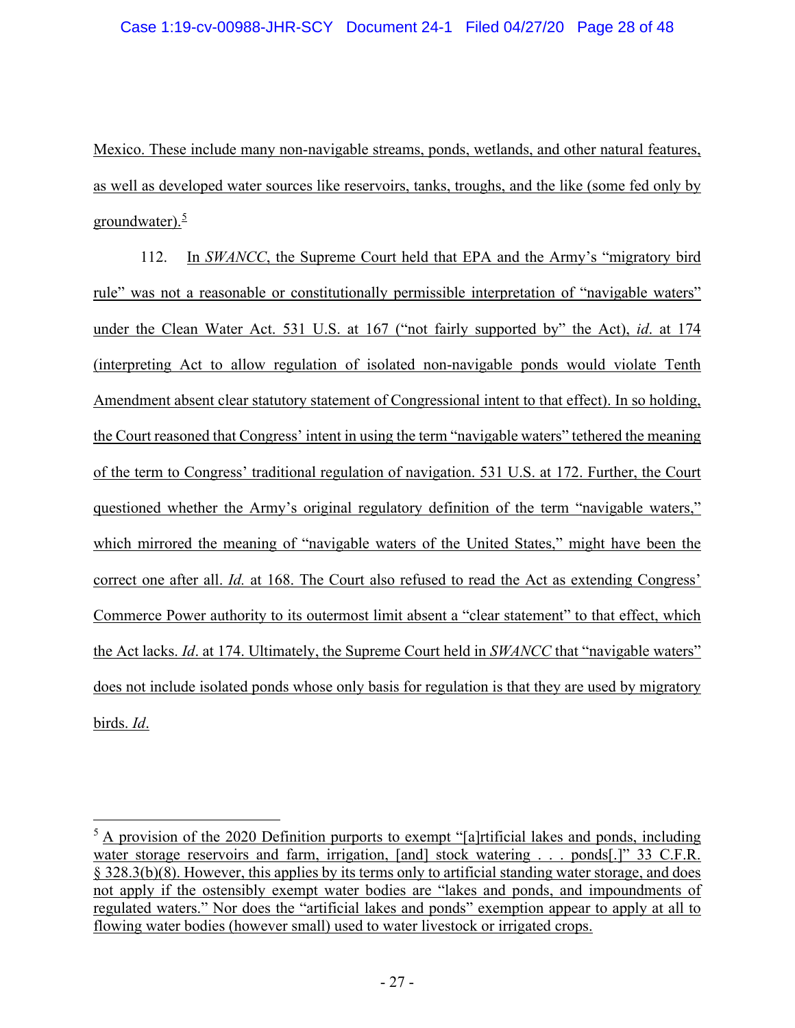Mexico. These include many non-navigable streams, ponds, wetlands, and other natural features, as well as developed water sources like reservoirs, tanks, troughs, and the like (some fed only by groundwater).[5]

112. In *SWANCC*, the Supreme Court held that EPA and the Army's "migratory bird rule" was not a reasonable or constitutionally permissible interpretation of "navigable waters" under the Clean Water Act. 531 U.S. at 167 ("not fairly supported by" the Act), *id*. at 174 (interpreting Act to allow regulation of isolated non-navigable ponds would violate Tenth Amendment absent clear statutory statement of Congressional intent to that effect). In so holding, the Court reasoned that Congress' intent in using the term "navigable waters" tethered the meaning of the term to Congress' traditional regulation of navigation. 531 U.S. at 172. Further, the Court questioned whether the Army's original regulatory definition of the term "navigable waters," which mirrored the meaning of "navigable waters of the United States," might have been the correct one after all. *Id.* at 168. The Court also refused to read the Act as extending Congress' Commerce Power authority to its outermost limit absent a "clear statement" to that effect, which the Act lacks. *Id*. at 174. Ultimately, the Supreme Court held in *SWANCC* that "navigable waters" does not include isolated ponds whose only basis for regulation is that they are used by migratory birds. *Id*.

---

[5] A provision of the 2020 Definition purports to exempt "[a]rtificial lakes and ponds, including water storage reservoirs and farm, irrigation, [and] stock watering . . . ponds[.]" 33 C.F.R. § 328.3(b)(8). However, this applies by its terms only to artificial standing water storage, and does not apply if the ostensibly exempt water bodies are "lakes and ponds, and impoundments of regulated waters." Nor does the "artificial lakes and ponds" exemption appear to apply at all to flowing water bodies (however small) used to water livestock or irrigated crops.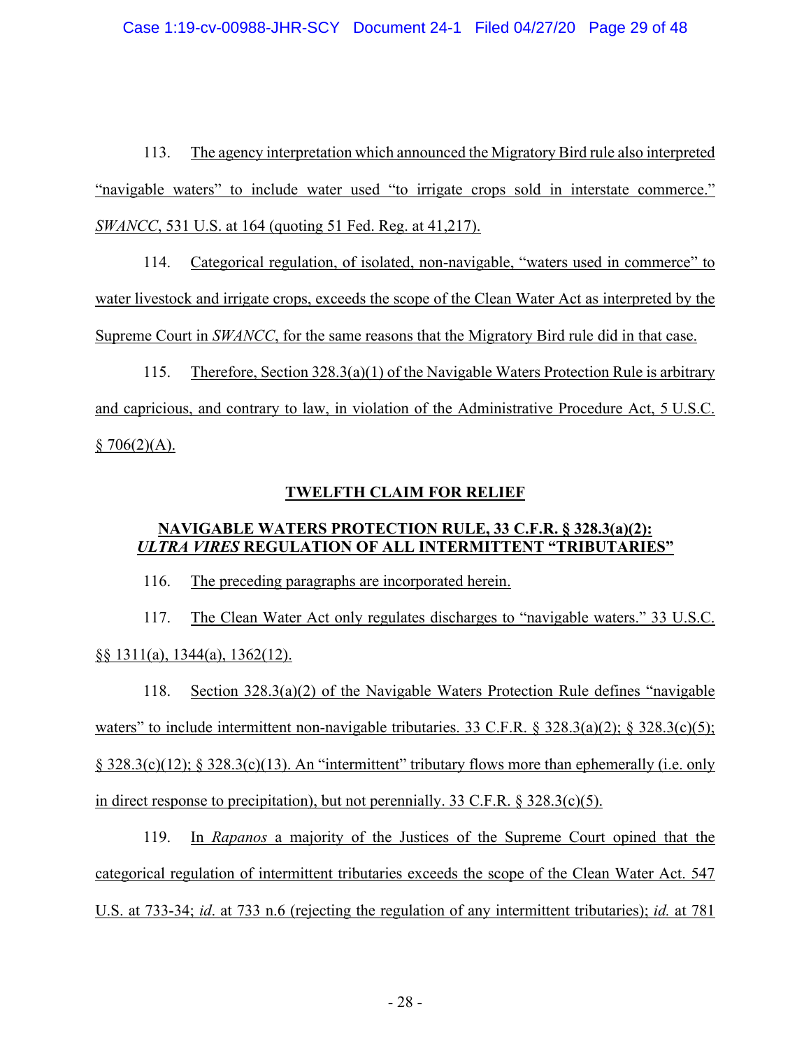113. The agency interpretation which announced the Migratory Bird rule also interpreted "navigable waters" to include water used "to irrigate crops sold in interstate commerce." *SWANCC*, 531 U.S. at 164 (quoting 51 Fed. Reg. at 41,217).

114. Categorical regulation, of isolated, non-navigable, "waters used in commerce" to water livestock and irrigate crops, exceeds the scope of the Clean Water Act as interpreted by the Supreme Court in *SWANCC*, for the same reasons that the Migratory Bird rule did in that case.

115. Therefore, Section 328.3(a)(1) of the Navigable Waters Protection Rule is arbitrary and capricious, and contrary to law, in violation of the Administrative Procedure Act, 5 U.S.C. § 706(2)(A).

## TWELFTH CLAIM FOR RELIEF

## NAVIGABLE WATERS PROTECTION RULE, 33 C.F.R. § 328.3(a)(2): *ULTRA VIRES* REGULATION OF ALL INTERMITTENT "TRIBUTARIES"

116. The preceding paragraphs are incorporated herein.

117. The Clean Water Act only regulates discharges to "navigable waters." 33 U.S.C. §§ 1311(a), 1344(a), 1362(12).

118. Section 328.3(a)(2) of the Navigable Waters Protection Rule defines "navigable waters" to include intermittent non-navigable tributaries. 33 C.F.R. § 328.3(a)(2); § 328.3(c)(5); § 328.3(c)(12); § 328.3(c)(13). An "intermittent" tributary flows more than ephemerally (i.e. only in direct response to precipitation), but not perennially. 33 C.F.R. § 328.3(c)(5).

119. In *Rapanos* a majority of the Justices of the Supreme Court opined that the categorical regulation of intermittent tributaries exceeds the scope of the Clean Water Act. 547 U.S. at 733-34; *id*. at 733 n.6 (rejecting the regulation of any intermittent tributaries); *id.* at 781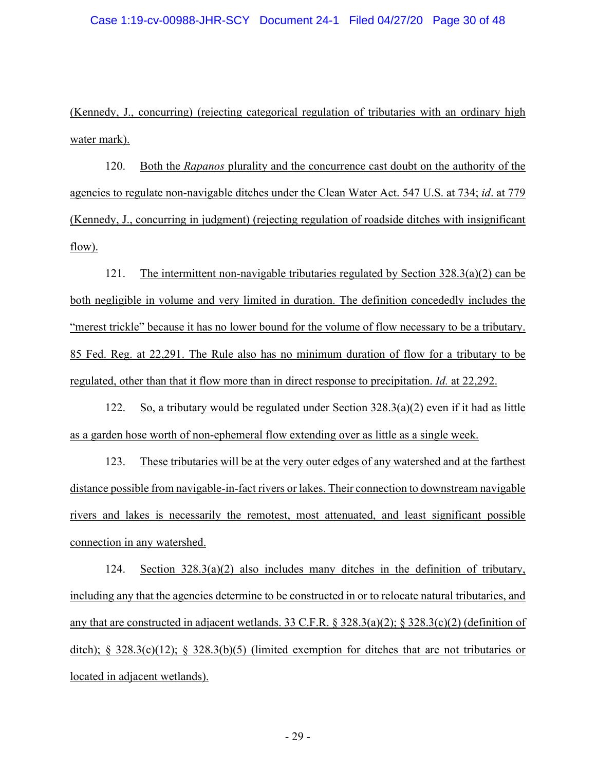(Kennedy, J., concurring) (rejecting categorical regulation of tributaries with an ordinary high water mark).

120. Both the *Rapanos* plurality and the concurrence cast doubt on the authority of the agencies to regulate non-navigable ditches under the Clean Water Act. 547 U.S. at 734; *id*. at 779 (Kennedy, J., concurring in judgment) (rejecting regulation of roadside ditches with insignificant flow).

121. The intermittent non-navigable tributaries regulated by Section 328.3(a)(2) can be both negligible in volume and very limited in duration. The definition concededly includes the "merest trickle" because it has no lower bound for the volume of flow necessary to be a tributary. 85 Fed. Reg. at 22,291. The Rule also has no minimum duration of flow for a tributary to be regulated, other than that it flow more than in direct response to precipitation. *Id.* at 22,292.

122. So, a tributary would be regulated under Section 328.3(a)(2) even if it had as little as a garden hose worth of non-ephemeral flow extending over as little as a single week.

123. These tributaries will be at the very outer edges of any watershed and at the farthest distance possible from navigable-in-fact rivers or lakes. Their connection to downstream navigable rivers and lakes is necessarily the remotest, most attenuated, and least significant possible connection in any watershed.

124. Section 328.3(a)(2) also includes many ditches in the definition of tributary, including any that the agencies determine to be constructed in or to relocate natural tributaries, and any that are constructed in adjacent wetlands. 33 C.F.R. § 328.3(a)(2); § 328.3(c)(2) (definition of ditch); § 328.3(c)(12); § 328.3(b)(5) (limited exemption for ditches that are not tributaries or located in adjacent wetlands).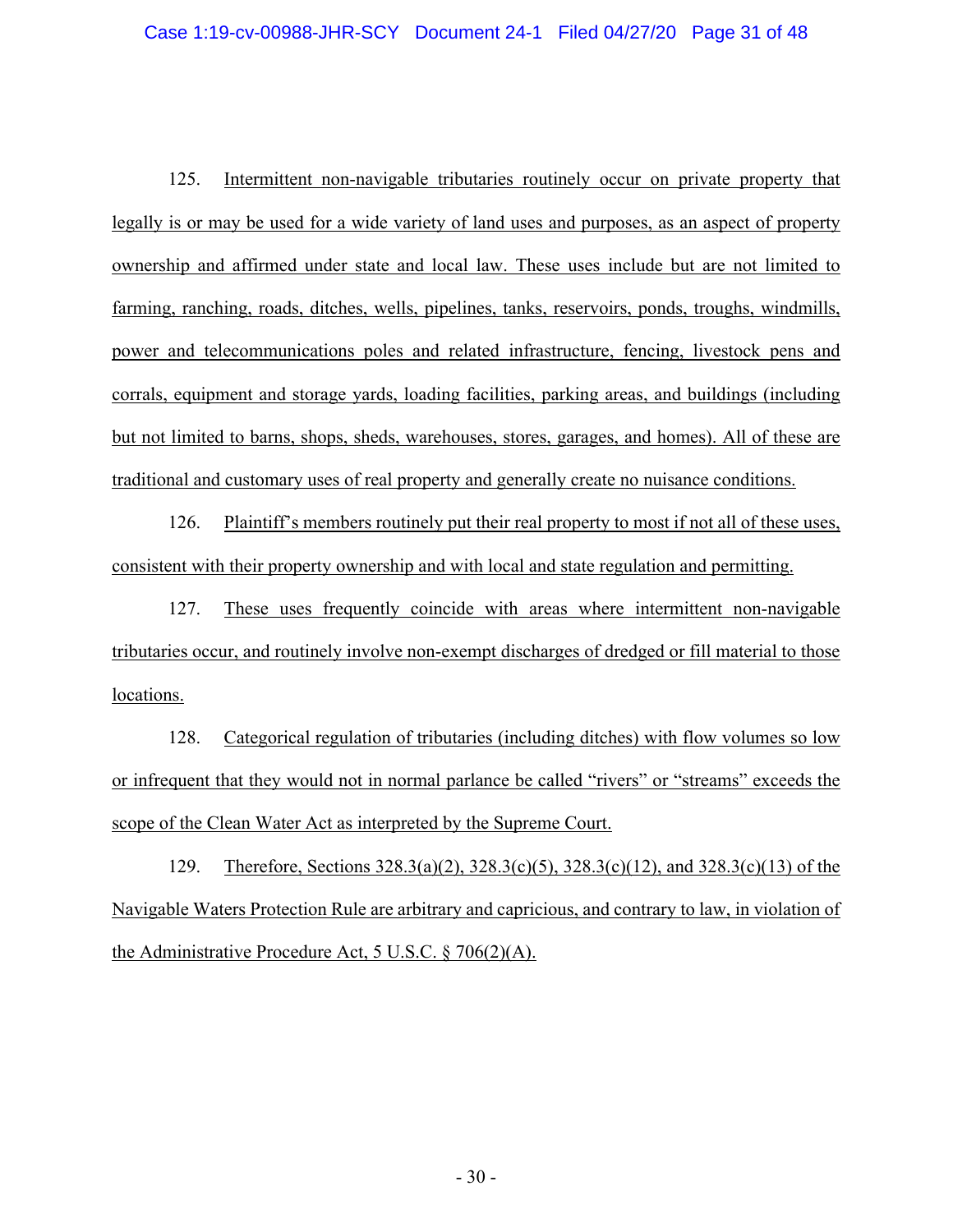125. Intermittent non-navigable tributaries routinely occur on private property that legally is or may be used for a wide variety of land uses and purposes, as an aspect of property ownership and affirmed under state and local law. These uses include but are not limited to farming, ranching, roads, ditches, wells, pipelines, tanks, reservoirs, ponds, troughs, windmills, power and telecommunications poles and related infrastructure, fencing, livestock pens and corrals, equipment and storage yards, loading facilities, parking areas, and buildings (including but not limited to barns, shops, sheds, warehouses, stores, garages, and homes). All of these are traditional and customary uses of real property and generally create no nuisance conditions.

126. Plaintiff's members routinely put their real property to most if not all of these uses, consistent with their property ownership and with local and state regulation and permitting.

127. These uses frequently coincide with areas where intermittent non-navigable tributaries occur, and routinely involve non-exempt discharges of dredged or fill material to those locations.

128. Categorical regulation of tributaries (including ditches) with flow volumes so low or infrequent that they would not in normal parlance be called "rivers" or "streams" exceeds the scope of the Clean Water Act as interpreted by the Supreme Court.

129. Therefore, Sections 328.3(a)(2), 328.3(c)(5), 328.3(c)(12), and 328.3(c)(13) of the Navigable Waters Protection Rule are arbitrary and capricious, and contrary to law, in violation of the Administrative Procedure Act, 5 U.S.C. § 706(2)(A).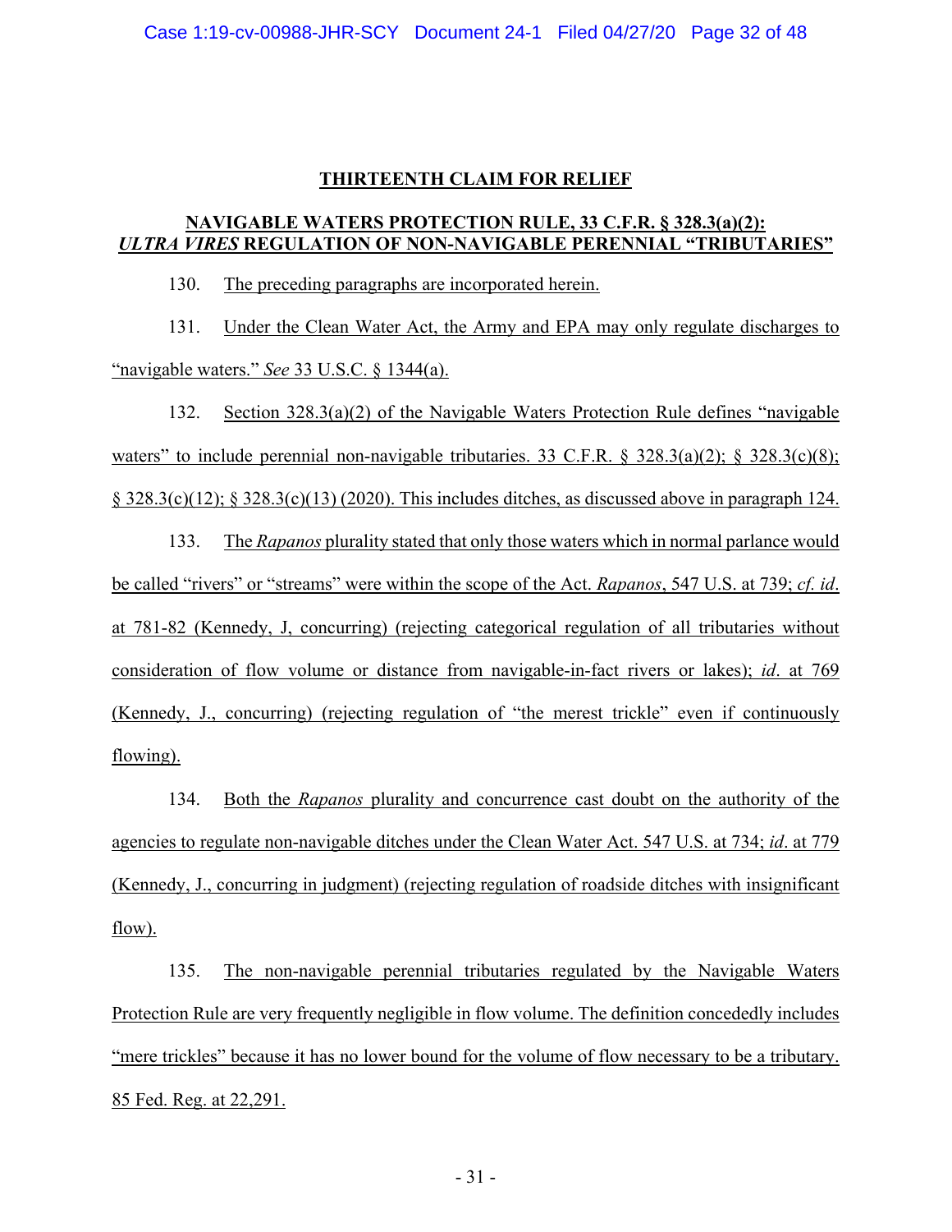## THIRTEENTH CLAIM FOR RELIEF

## NAVIGABLE WATERS PROTECTION RULE, 33 C.F.R. § 328.3(a)(2): *ULTRA VIRES* REGULATION OF NON-NAVIGABLE PERENNIAL "TRIBUTARIES"

130. The preceding paragraphs are incorporated herein.

131. Under the Clean Water Act, the Army and EPA may only regulate discharges to "navigable waters." *See* 33 U.S.C. § 1344(a).

132. Section 328.3(a)(2) of the Navigable Waters Protection Rule defines "navigable waters" to include perennial non-navigable tributaries. 33 C.F.R. § 328.3(a)(2); § 328.3(c)(8); § 328.3(c)(12); § 328.3(c)(13) (2020). This includes ditches, as discussed above in paragraph 124.

133. The *Rapanos* plurality stated that only those waters which in normal parlance would be called "rivers" or "streams" were within the scope of the Act. *Rapanos*, 547 U.S. at 739; *cf. id*. at 781-82 (Kennedy, J, concurring) (rejecting categorical regulation of all tributaries without consideration of flow volume or distance from navigable-in-fact rivers or lakes); *id*. at 769 (Kennedy, J., concurring) (rejecting regulation of "the merest trickle" even if continuously flowing).

134. Both the *Rapanos* plurality and concurrence cast doubt on the authority of the agencies to regulate non-navigable ditches under the Clean Water Act. 547 U.S. at 734; *id*. at 779 (Kennedy, J., concurring in judgment) (rejecting regulation of roadside ditches with insignificant flow).

135. The non-navigable perennial tributaries regulated by the Navigable Waters Protection Rule are very frequently negligible in flow volume. The definition concededly includes "mere trickles" because it has no lower bound for the volume of flow necessary to be a tributary. 85 Fed. Reg. at 22,291.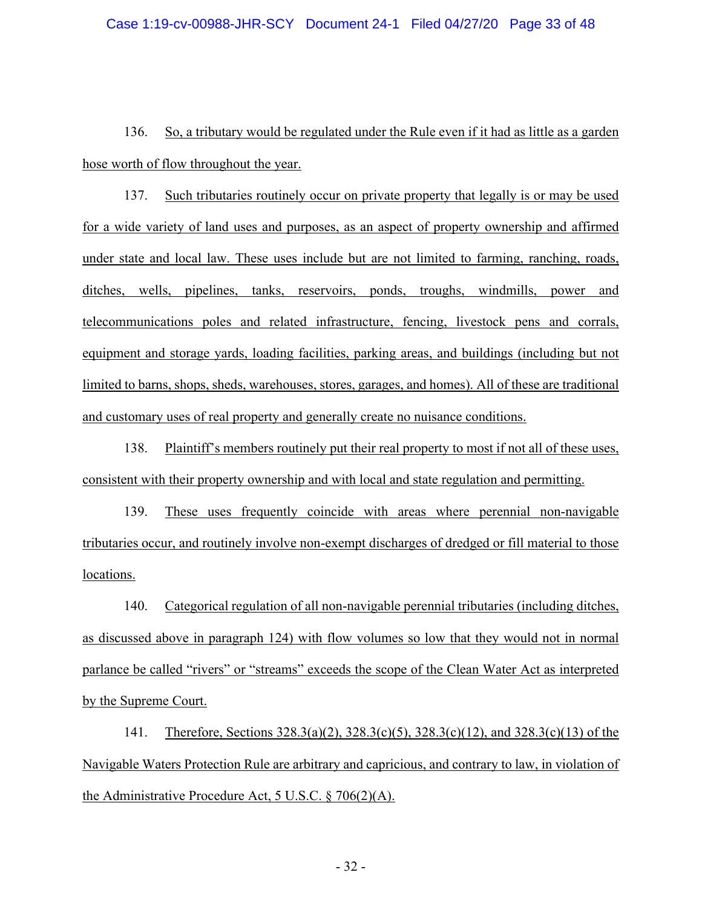136. So, a tributary would be regulated under the Rule even if it had as little as a garden hose worth of flow throughout the year.

137. Such tributaries routinely occur on private property that legally is or may be used for a wide variety of land uses and purposes, as an aspect of property ownership and affirmed under state and local law. These uses include but are not limited to farming, ranching, roads, ditches, wells, pipelines, tanks, reservoirs, ponds, troughs, windmills, power and telecommunications poles and related infrastructure, fencing, livestock pens and corrals, equipment and storage yards, loading facilities, parking areas, and buildings (including but not limited to barns, shops, sheds, warehouses, stores, garages, and homes). All of these are traditional and customary uses of real property and generally create no nuisance conditions.

138. Plaintiff's members routinely put their real property to most if not all of these uses, consistent with their property ownership and with local and state regulation and permitting.

139. These uses frequently coincide with areas where perennial non-navigable tributaries occur, and routinely involve non-exempt discharges of dredged or fill material to those locations.

140. Categorical regulation of all non-navigable perennial tributaries (including ditches, as discussed above in paragraph 124) with flow volumes so low that they would not in normal parlance be called "rivers" or "streams" exceeds the scope of the Clean Water Act as interpreted by the Supreme Court.

141. Therefore, Sections 328.3(a)(2), 328.3(c)(5), 328.3(c)(12), and 328.3(c)(13) of the Navigable Waters Protection Rule are arbitrary and capricious, and contrary to law, in violation of the Administrative Procedure Act, 5 U.S.C. § 706(2)(A).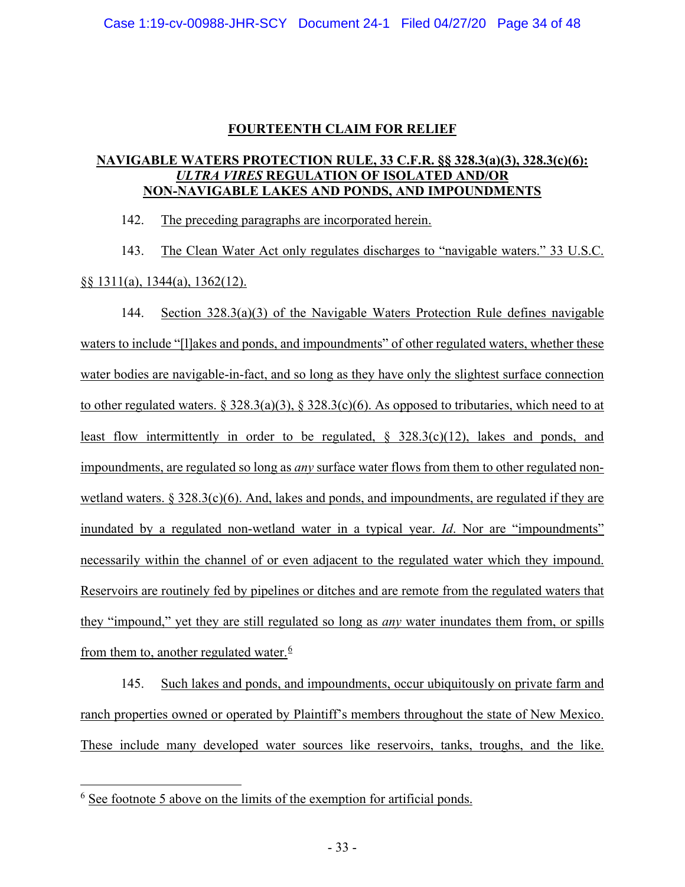## FOURTEENTH CLAIM FOR RELIEF

## NAVIGABLE WATERS PROTECTION RULE, 33 C.F.R. §§ 328.3(a)(3), 328.3(c)(6): *ULTRA VIRES* REGULATION OF ISOLATED AND/OR NON-NAVIGABLE LAKES AND PONDS, AND IMPOUNDMENTS

142. The preceding paragraphs are incorporated herein.

143. The Clean Water Act only regulates discharges to "navigable waters." 33 U.S.C. §§ 1311(a), 1344(a), 1362(12).

144. Section 328.3(a)(3) of the Navigable Waters Protection Rule defines navigable waters to include "[l]akes and ponds, and impoundments" of other regulated waters, whether these water bodies are navigable-in-fact, and so long as they have only the slightest surface connection to other regulated waters. § 328.3(a)(3), § 328.3(c)(6). As opposed to tributaries, which need to at least flow intermittently in order to be regulated, § 328.3(c)(12), lakes and ponds, and impoundments, are regulated so long as *any* surface water flows from them to other regulated non-wetland waters. § 328.3(c)(6). And, lakes and ponds, and impoundments, are regulated if they are inundated by a regulated non-wetland water in a typical year. *Id*. Nor are "impoundments" necessarily within the channel of or even adjacent to the regulated water which they impound. Reservoirs are routinely fed by pipelines or ditches and are remote from the regulated waters that they "impound," yet they are still regulated so long as *any* water inundates them from, or spills from them to, another regulated water.[6]

145. Such lakes and ponds, and impoundments, occur ubiquitously on private farm and ranch properties owned or operated by Plaintiff's members throughout the state of New Mexico. These include many developed water sources like reservoirs, tanks, troughs, and the like.

---

[6] See footnote 5 above on the limits of the exemption for artificial ponds.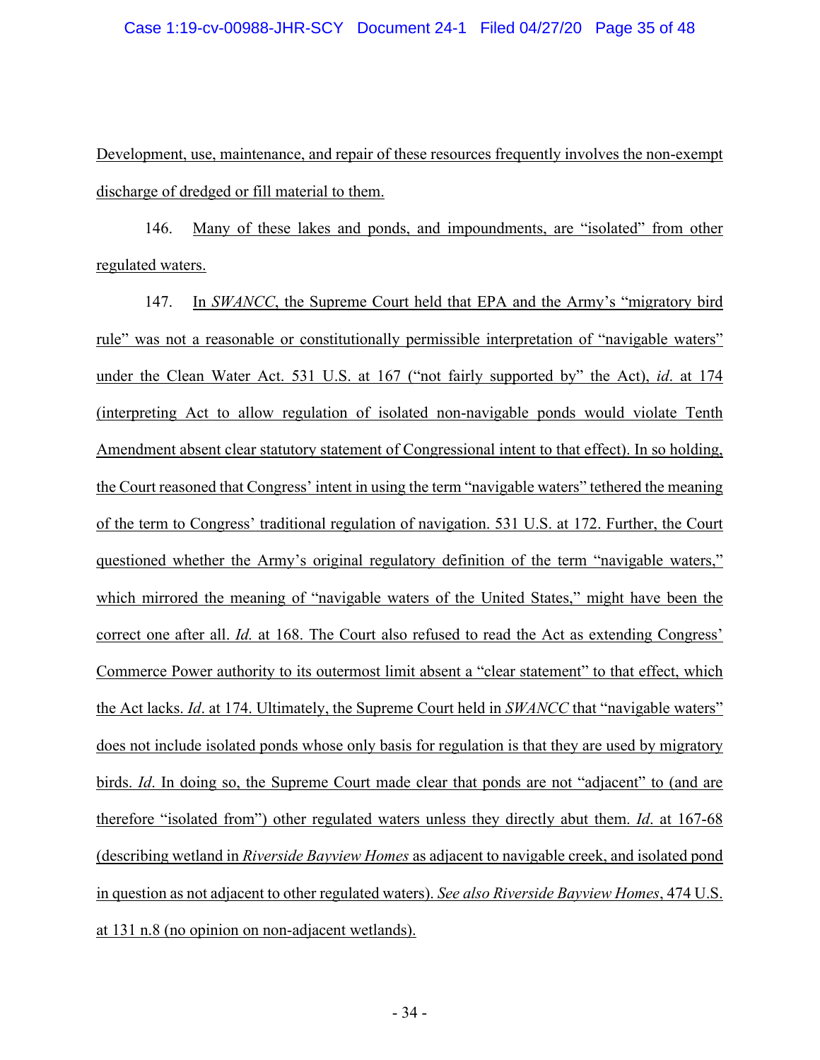Development, use, maintenance, and repair of these resources frequently involves the non-exempt discharge of dredged or fill material to them.

146. Many of these lakes and ponds, and impoundments, are "isolated" from other regulated waters.

147. In *SWANCC*, the Supreme Court held that EPA and the Army's "migratory bird rule" was not a reasonable or constitutionally permissible interpretation of "navigable waters" under the Clean Water Act. 531 U.S. at 167 ("not fairly supported by" the Act), *id*. at 174 (interpreting Act to allow regulation of isolated non-navigable ponds would violate Tenth Amendment absent clear statutory statement of Congressional intent to that effect). In so holding, the Court reasoned that Congress' intent in using the term "navigable waters" tethered the meaning of the term to Congress' traditional regulation of navigation. 531 U.S. at 172. Further, the Court questioned whether the Army's original regulatory definition of the term "navigable waters," which mirrored the meaning of "navigable waters of the United States," might have been the correct one after all. *Id.* at 168. The Court also refused to read the Act as extending Congress' Commerce Power authority to its outermost limit absent a "clear statement" to that effect, which the Act lacks. *Id*. at 174. Ultimately, the Supreme Court held in *SWANCC* that "navigable waters" does not include isolated ponds whose only basis for regulation is that they are used by migratory birds. *Id*. In doing so, the Supreme Court made clear that ponds are not "adjacent" to (and are therefore "isolated from") other regulated waters unless they directly abut them. *Id*. at 167-68 (describing wetland in *Riverside Bayview Homes* as adjacent to navigable creek, and isolated pond in question as not adjacent to other regulated waters). *See also Riverside Bayview Homes*, 474 U.S. at 131 n.8 (no opinion on non-adjacent wetlands).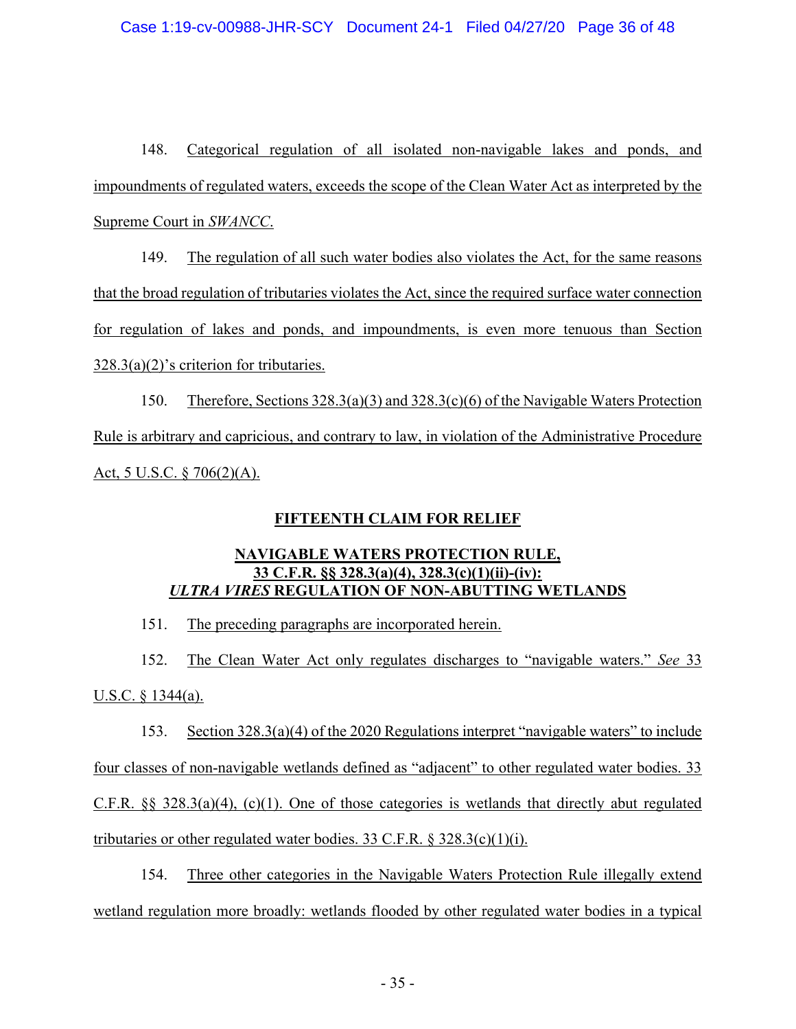148. Categorical regulation of all isolated non-navigable lakes and ponds, and impoundments of regulated waters, exceeds the scope of the Clean Water Act as interpreted by the Supreme Court in *SWANCC*.

149. The regulation of all such water bodies also violates the Act, for the same reasons that the broad regulation of tributaries violates the Act, since the required surface water connection for regulation of lakes and ponds, and impoundments, is even more tenuous than Section 328.3(a)(2)'s criterion for tributaries.

150. Therefore, Sections 328.3(a)(3) and 328.3(c)(6) of the Navigable Waters Protection Rule is arbitrary and capricious, and contrary to law, in violation of the Administrative Procedure Act, 5 U.S.C. § 706(2)(A).

## FIFTEENTH CLAIM FOR RELIEF

### NAVIGABLE WATERS PROTECTION RULE, 33 C.F.R. §§ 328.3(a)(4), 328.3(c)(1)(ii)-(iv): *ULTRA VIRES* REGULATION OF NON-ABUTTING WETLANDS

151. The preceding paragraphs are incorporated herein.

152. The Clean Water Act only regulates discharges to "navigable waters." *See* 33 U.S.C. § 1344(a).

153. Section 328.3(a)(4) of the 2020 Regulations interpret "navigable waters" to include four classes of non-navigable wetlands defined as "adjacent" to other regulated water bodies. 33 C.F.R. §§ 328.3(a)(4), (c)(1). One of those categories is wetlands that directly abut regulated tributaries or other regulated water bodies. 33 C.F.R. § 328.3(c)(1)(i).

154. Three other categories in the Navigable Waters Protection Rule illegally extend wetland regulation more broadly: wetlands flooded by other regulated water bodies in a typical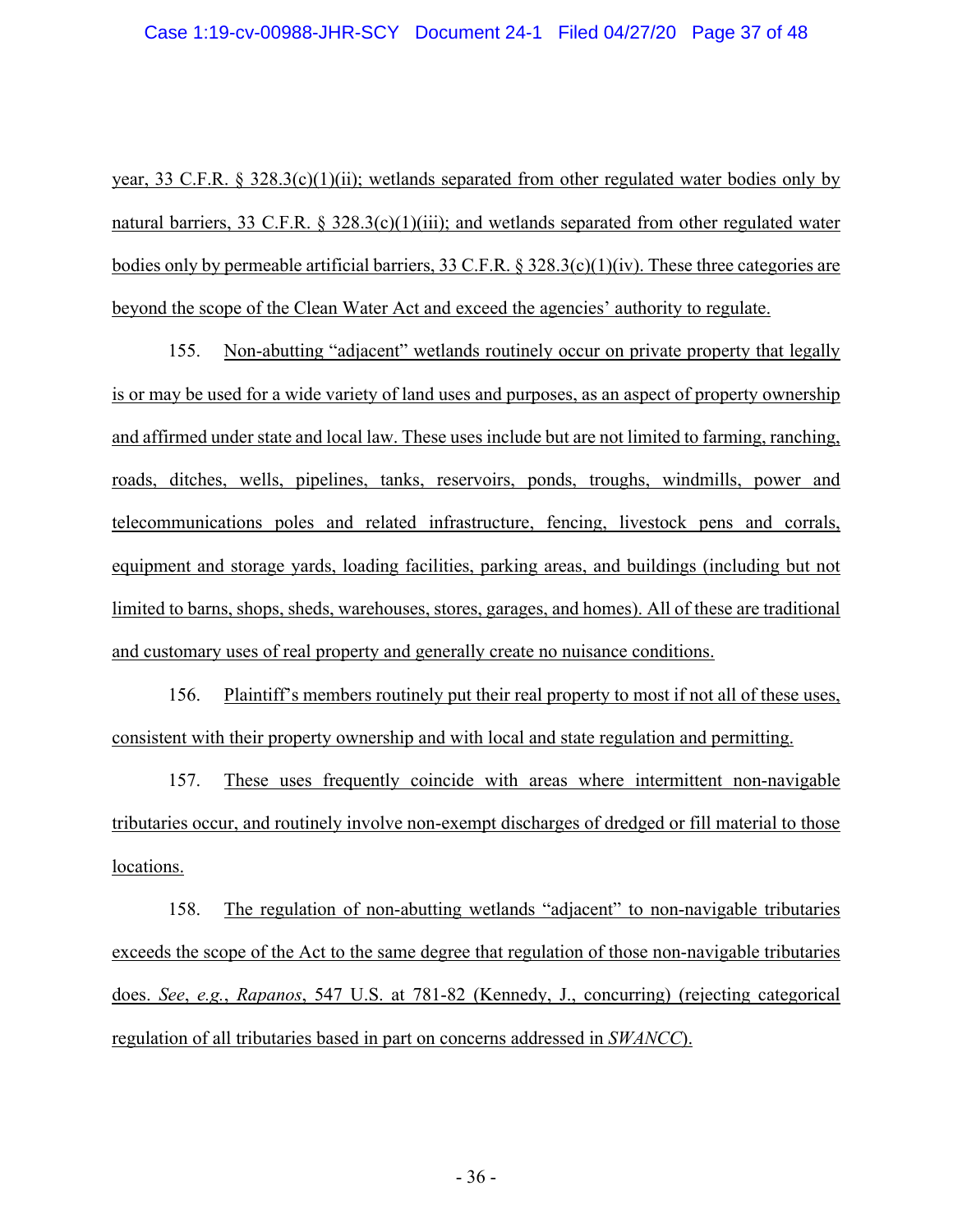year, 33 C.F.R. § 328.3(c)(1)(ii); wetlands separated from other regulated water bodies only by natural barriers, 33 C.F.R. § 328.3(c)(1)(iii); and wetlands separated from other regulated water bodies only by permeable artificial barriers, 33 C.F.R. § 328.3(c)(1)(iv). These three categories are beyond the scope of the Clean Water Act and exceed the agencies' authority to regulate.

155. Non-abutting "adjacent" wetlands routinely occur on private property that legally is or may be used for a wide variety of land uses and purposes, as an aspect of property ownership and affirmed under state and local law. These uses include but are not limited to farming, ranching, roads, ditches, wells, pipelines, tanks, reservoirs, ponds, troughs, windmills, power and telecommunications poles and related infrastructure, fencing, livestock pens and corrals, equipment and storage yards, loading facilities, parking areas, and buildings (including but not limited to barns, shops, sheds, warehouses, stores, garages, and homes). All of these are traditional and customary uses of real property and generally create no nuisance conditions.

156. Plaintiff's members routinely put their real property to most if not all of these uses, consistent with their property ownership and with local and state regulation and permitting.

157. These uses frequently coincide with areas where intermittent non-navigable tributaries occur, and routinely involve non-exempt discharges of dredged or fill material to those locations.

158. The regulation of non-abutting wetlands "adjacent" to non-navigable tributaries exceeds the scope of the Act to the same degree that regulation of those non-navigable tributaries does. *See*, *e.g.*, *Rapanos*, 547 U.S. at 781-82 (Kennedy, J., concurring) (rejecting categorical regulation of all tributaries based in part on concerns addressed in *SWANCC*).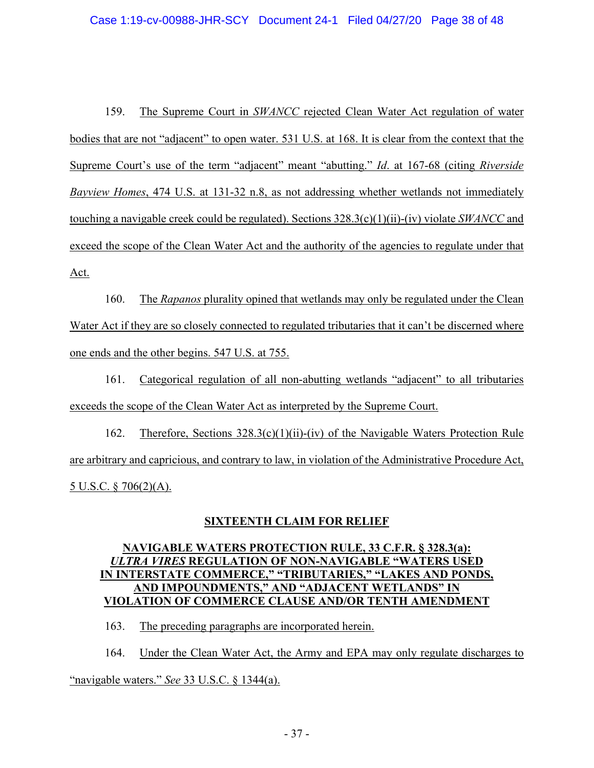159. The Supreme Court in *SWANCC* rejected Clean Water Act regulation of water bodies that are not "adjacent" to open water. 531 U.S. at 168. It is clear from the context that the Supreme Court's use of the term "adjacent" meant "abutting." *Id.* at 167-68 (citing *Riverside Bayview Homes*, 474 U.S. at 131-32 n.8, as not addressing whether wetlands not immediately touching a navigable creek could be regulated). Sections 328.3(c)(1)(ii)-(iv) violate *SWANCC* and exceed the scope of the Clean Water Act and the authority of the agencies to regulate under that Act.

160. The *Rapanos* plurality opined that wetlands may only be regulated under the Clean Water Act if they are so closely connected to regulated tributaries that it can't be discerned where one ends and the other begins. 547 U.S. at 755.

161. Categorical regulation of all non-abutting wetlands "adjacent" to all tributaries exceeds the scope of the Clean Water Act as interpreted by the Supreme Court.

162. Therefore, Sections 328.3(c)(1)(ii)-(iv) of the Navigable Waters Protection Rule are arbitrary and capricious, and contrary to law, in violation of the Administrative Procedure Act, 5 U.S.C. § 706(2)(A).

## SIXTEENTH CLAIM FOR RELIEF

### NAVIGABLE WATERS PROTECTION RULE, 33 C.F.R. § 328.3(a): *ULTRA VIRES* REGULATION OF NON-NAVIGABLE "WATERS USED IN INTERSTATE COMMERCE," "TRIBUTARIES," "LAKES AND PONDS, AND IMPOUNDMENTS," AND "ADJACENT WETLANDS" IN VIOLATION OF COMMERCE CLAUSE AND/OR TENTH AMENDMENT

163. The preceding paragraphs are incorporated herein.

164. Under the Clean Water Act, the Army and EPA may only regulate discharges to "navigable waters." *See* 33 U.S.C. § 1344(a).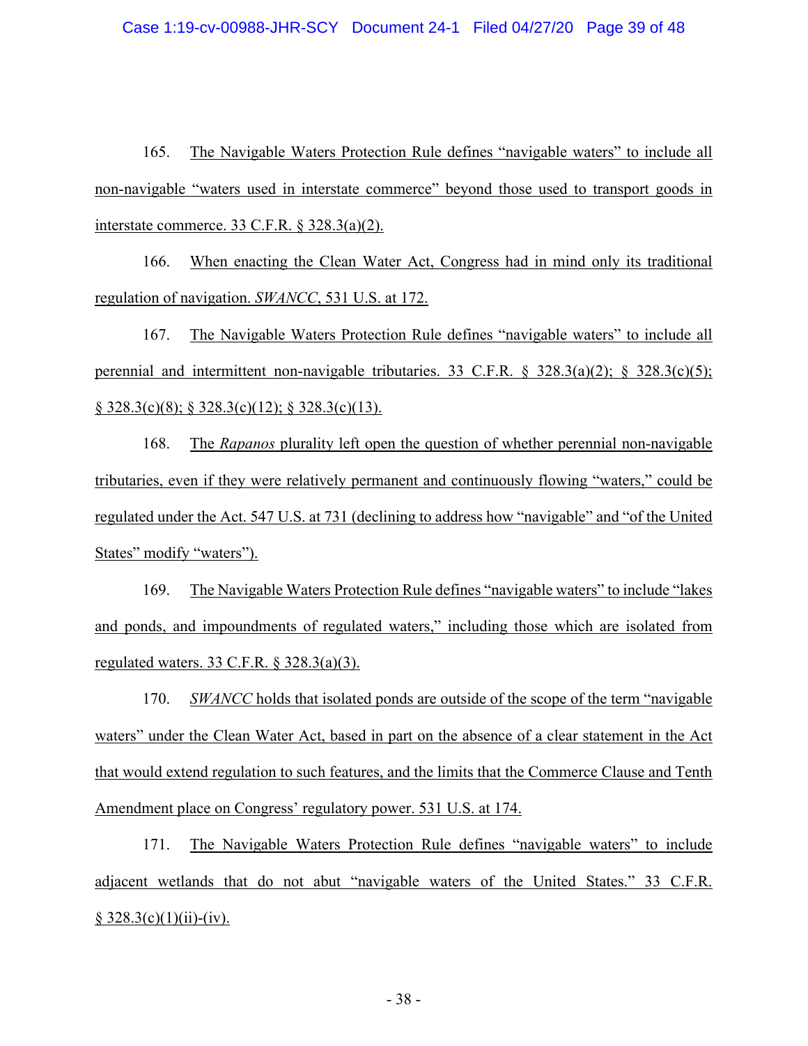165. The Navigable Waters Protection Rule defines "navigable waters" to include all non-navigable "waters used in interstate commerce" beyond those used to transport goods in interstate commerce. 33 C.F.R. § 328.3(a)(2).

166. When enacting the Clean Water Act, Congress had in mind only its traditional regulation of navigation. *SWANCC*, 531 U.S. at 172.

167. The Navigable Waters Protection Rule defines "navigable waters" to include all perennial and intermittent non-navigable tributaries. 33 C.F.R. § 328.3(a)(2); § 328.3(c)(5); § 328.3(c)(8); § 328.3(c)(12); § 328.3(c)(13).

168. The *Rapanos* plurality left open the question of whether perennial non-navigable tributaries, even if they were relatively permanent and continuously flowing "waters," could be regulated under the Act. 547 U.S. at 731 (declining to address how "navigable" and "of the United States" modify "waters").

169. The Navigable Waters Protection Rule defines "navigable waters" to include "lakes and ponds, and impoundments of regulated waters," including those which are isolated from regulated waters. 33 C.F.R. § 328.3(a)(3).

170. *SWANCC* holds that isolated ponds are outside of the scope of the term "navigable waters" under the Clean Water Act, based in part on the absence of a clear statement in the Act that would extend regulation to such features, and the limits that the Commerce Clause and Tenth Amendment place on Congress' regulatory power. 531 U.S. at 174.

171. The Navigable Waters Protection Rule defines "navigable waters" to include adjacent wetlands that do not abut "navigable waters of the United States." 33 C.F.R. § 328.3(c)(1)(ii)-(iv).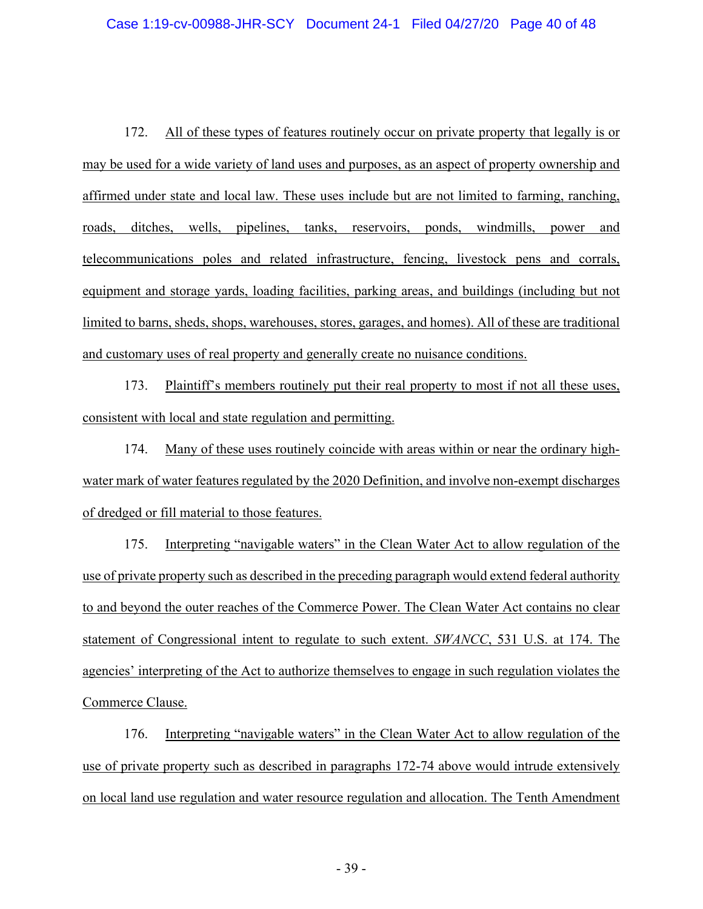172. All of these types of features routinely occur on private property that legally is or may be used for a wide variety of land uses and purposes, as an aspect of property ownership and affirmed under state and local law. These uses include but are not limited to farming, ranching, roads, ditches, wells, pipelines, tanks, reservoirs, ponds, windmills, power and telecommunications poles and related infrastructure, fencing, livestock pens and corrals, equipment and storage yards, loading facilities, parking areas, and buildings (including but not limited to barns, sheds, shops, warehouses, stores, garages, and homes). All of these are traditional and customary uses of real property and generally create no nuisance conditions.

173. Plaintiff's members routinely put their real property to most if not all these uses, consistent with local and state regulation and permitting.

174. Many of these uses routinely coincide with areas within or near the ordinary high-water mark of water features regulated by the 2020 Definition, and involve non-exempt discharges of dredged or fill material to those features.

175. Interpreting "navigable waters" in the Clean Water Act to allow regulation of the use of private property such as described in the preceding paragraph would extend federal authority to and beyond the outer reaches of the Commerce Power. The Clean Water Act contains no clear statement of Congressional intent to regulate to such extent. *SWANCC*, 531 U.S. at 174. The agencies' interpreting of the Act to authorize themselves to engage in such regulation violates the Commerce Clause.

176. Interpreting "navigable waters" in the Clean Water Act to allow regulation of the use of private property such as described in paragraphs 172-74 above would intrude extensively on local land use regulation and water resource regulation and allocation. The Tenth Amendment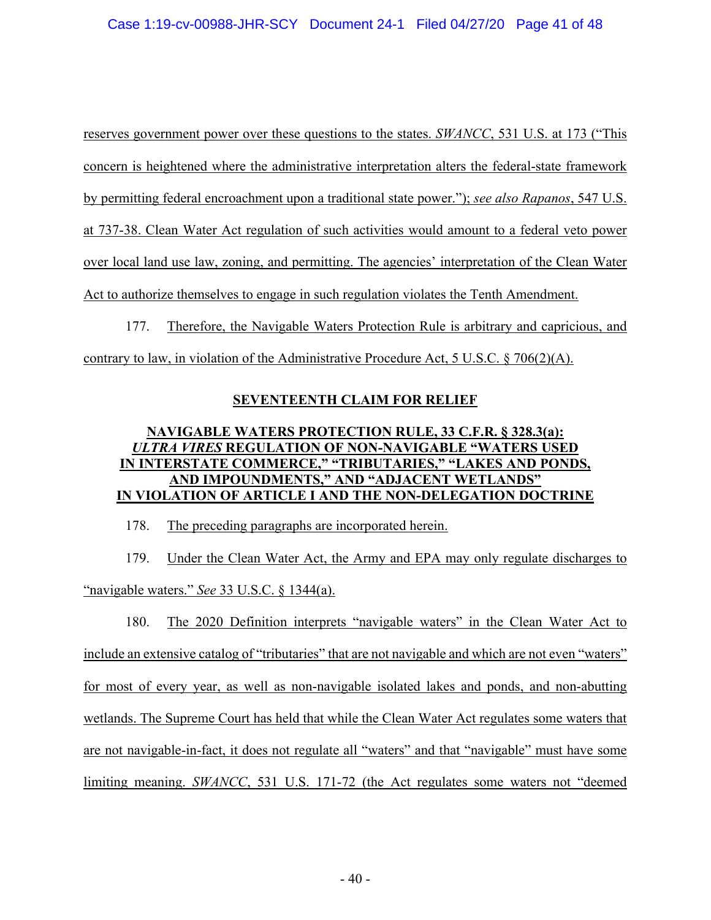reserves government power over these questions to the states. *SWANCC*, 531 U.S. at 173 ("This concern is heightened where the administrative interpretation alters the federal-state framework by permitting federal encroachment upon a traditional state power."); *see also Rapanos*, 547 U.S. at 737-38. Clean Water Act regulation of such activities would amount to a federal veto power over local land use law, zoning, and permitting. The agencies' interpretation of the Clean Water Act to authorize themselves to engage in such regulation violates the Tenth Amendment.

177. Therefore, the Navigable Waters Protection Rule is arbitrary and capricious, and contrary to law, in violation of the Administrative Procedure Act, 5 U.S.C. § 706(2)(A).

## SEVENTEENTH CLAIM FOR RELIEF

## NAVIGABLE WATERS PROTECTION RULE, 33 C.F.R. § 328.3(a): *ULTRA VIRES* REGULATION OF NON-NAVIGABLE "WATERS USED IN INTERSTATE COMMERCE," "TRIBUTARIES," "LAKES AND PONDS, AND IMPOUNDMENTS," AND "ADJACENT WETLANDS" IN VIOLATION OF ARTICLE I AND THE NON-DELEGATION DOCTRINE

178. The preceding paragraphs are incorporated herein.

179. Under the Clean Water Act, the Army and EPA may only regulate discharges to "navigable waters." *See* 33 U.S.C. § 1344(a).

180. The 2020 Definition interprets "navigable waters" in the Clean Water Act to include an extensive catalog of "tributaries" that are not navigable and which are not even "waters" for most of every year, as well as non-navigable isolated lakes and ponds, and non-abutting wetlands. The Supreme Court has held that while the Clean Water Act regulates some waters that are not navigable-in-fact, it does not regulate all "waters" and that "navigable" must have some limiting meaning. *SWANCC*, 531 U.S. 171-72 (the Act regulates some waters not "deemed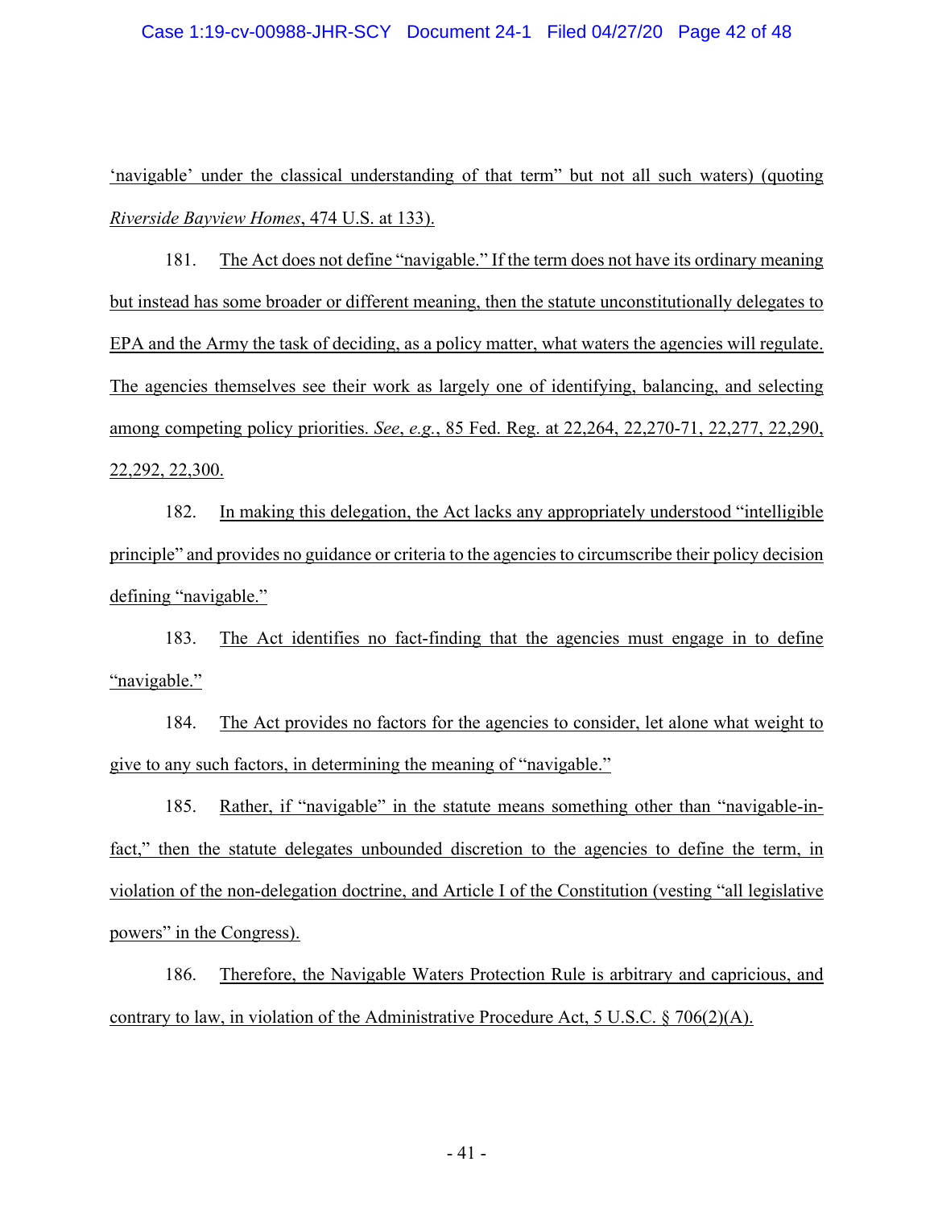'navigable' under the classical understanding of that term" but not all such waters) (quoting *Riverside Bayview Homes*, 474 U.S. at 133).

181. The Act does not define "navigable." If the term does not have its ordinary meaning but instead has some broader or different meaning, then the statute unconstitutionally delegates to EPA and the Army the task of deciding, as a policy matter, what waters the agencies will regulate. The agencies themselves see their work as largely one of identifying, balancing, and selecting among competing policy priorities. *See*, *e.g.*, 85 Fed. Reg. at 22,264, 22,270-71, 22,277, 22,290, 22,292, 22,300.

182. In making this delegation, the Act lacks any appropriately understood "intelligible principle" and provides no guidance or criteria to the agencies to circumscribe their policy decision defining "navigable."

183. The Act identifies no fact-finding that the agencies must engage in to define "navigable."

184. The Act provides no factors for the agencies to consider, let alone what weight to give to any such factors, in determining the meaning of "navigable."

185. Rather, if "navigable" in the statute means something other than "navigable-in-fact," then the statute delegates unbounded discretion to the agencies to define the term, in violation of the non-delegation doctrine, and Article I of the Constitution (vesting "all legislative powers" in the Congress).

186. Therefore, the Navigable Waters Protection Rule is arbitrary and capricious, and contrary to law, in violation of the Administrative Procedure Act, 5 U.S.C. § 706(2)(A).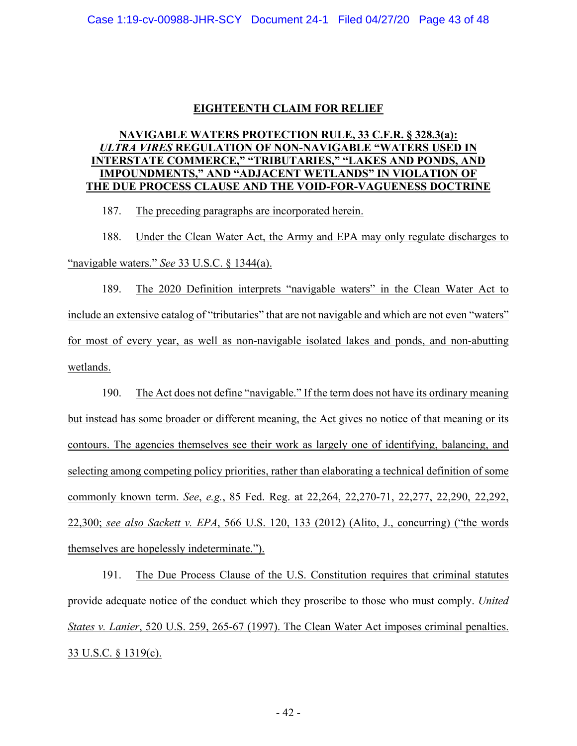## EIGHTEENTH CLAIM FOR RELIEF

### NAVIGABLE WATERS PROTECTION RULE, 33 C.F.R. § 328.3(a): *ULTRA VIRES* REGULATION OF NON-NAVIGABLE "WATERS USED IN INTERSTATE COMMERCE," "TRIBUTARIES," "LAKES AND PONDS, AND IMPOUNDMENTS," AND "ADJACENT WETLANDS" IN VIOLATION OF THE DUE PROCESS CLAUSE AND THE VOID-FOR-VAGUENESS DOCTRINE

187. The preceding paragraphs are incorporated herein.

188. Under the Clean Water Act, the Army and EPA may only regulate discharges to "navigable waters." *See* 33 U.S.C. § 1344(a).

189. The 2020 Definition interprets "navigable waters" in the Clean Water Act to include an extensive catalog of "tributaries" that are not navigable and which are not even "waters" for most of every year, as well as non-navigable isolated lakes and ponds, and non-abutting wetlands.

190. The Act does not define "navigable." If the term does not have its ordinary meaning but instead has some broader or different meaning, the Act gives no notice of that meaning or its contours. The agencies themselves see their work as largely one of identifying, balancing, and selecting among competing policy priorities, rather than elaborating a technical definition of some commonly known term. *See*, *e.g.*, 85 Fed. Reg. at 22,264, 22,270-71, 22,277, 22,290, 22,292, 22,300; *see also Sackett v. EPA*, 566 U.S. 120, 133 (2012) (Alito, J., concurring) ("the words themselves are hopelessly indeterminate.").

191. The Due Process Clause of the U.S. Constitution requires that criminal statutes provide adequate notice of the conduct which they proscribe to those who must comply. *United States v. Lanier*, 520 U.S. 259, 265-67 (1997). The Clean Water Act imposes criminal penalties. 33 U.S.C. § 1319(c).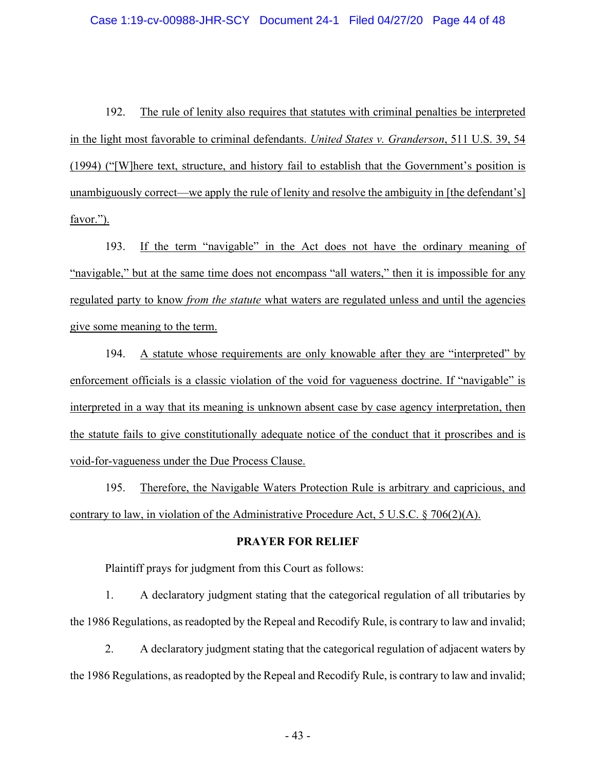192. <u>The rule of lenity also requires that statutes with criminal penalties be interpreted in the light most favorable to criminal defendants. *United States v. Granderson*, 511 U.S. 39, 54 (1994) ("[W]here text, structure, and history fail to establish that the Government's position is unambiguously correct—we apply the rule of lenity and resolve the ambiguity in [the defendant's] favor.").</u>

193. <u>If the term "navigable" in the Act does not have the ordinary meaning of "navigable," but at the same time does not encompass "all waters," then it is impossible for any regulated party to know *from the statute* what waters are regulated unless and until the agencies give some meaning to the term.</u>

194. <u>A statute whose requirements are only knowable after they are "interpreted" by enforcement officials is a classic violation of the void for vagueness doctrine. If "navigable" is interpreted in a way that its meaning is unknown absent case by case agency interpretation, then the statute fails to give constitutionally adequate notice of the conduct that it proscribes and is void-for-vagueness under the Due Process Clause.</u>

195. <u>Therefore, the Navigable Waters Protection Rule is arbitrary and capricious, and contrary to law, in violation of the Administrative Procedure Act, 5 U.S.C. § 706(2)(A).</u>

## PRAYER FOR RELIEF

Plaintiff prays for judgment from this Court as follows:

1. A declaratory judgment stating that the categorical regulation of all tributaries by the 1986 Regulations, as readopted by the Repeal and Recodify Rule, is contrary to law and invalid;

2. A declaratory judgment stating that the categorical regulation of adjacent waters by the 1986 Regulations, as readopted by the Repeal and Recodify Rule, is contrary to law and invalid;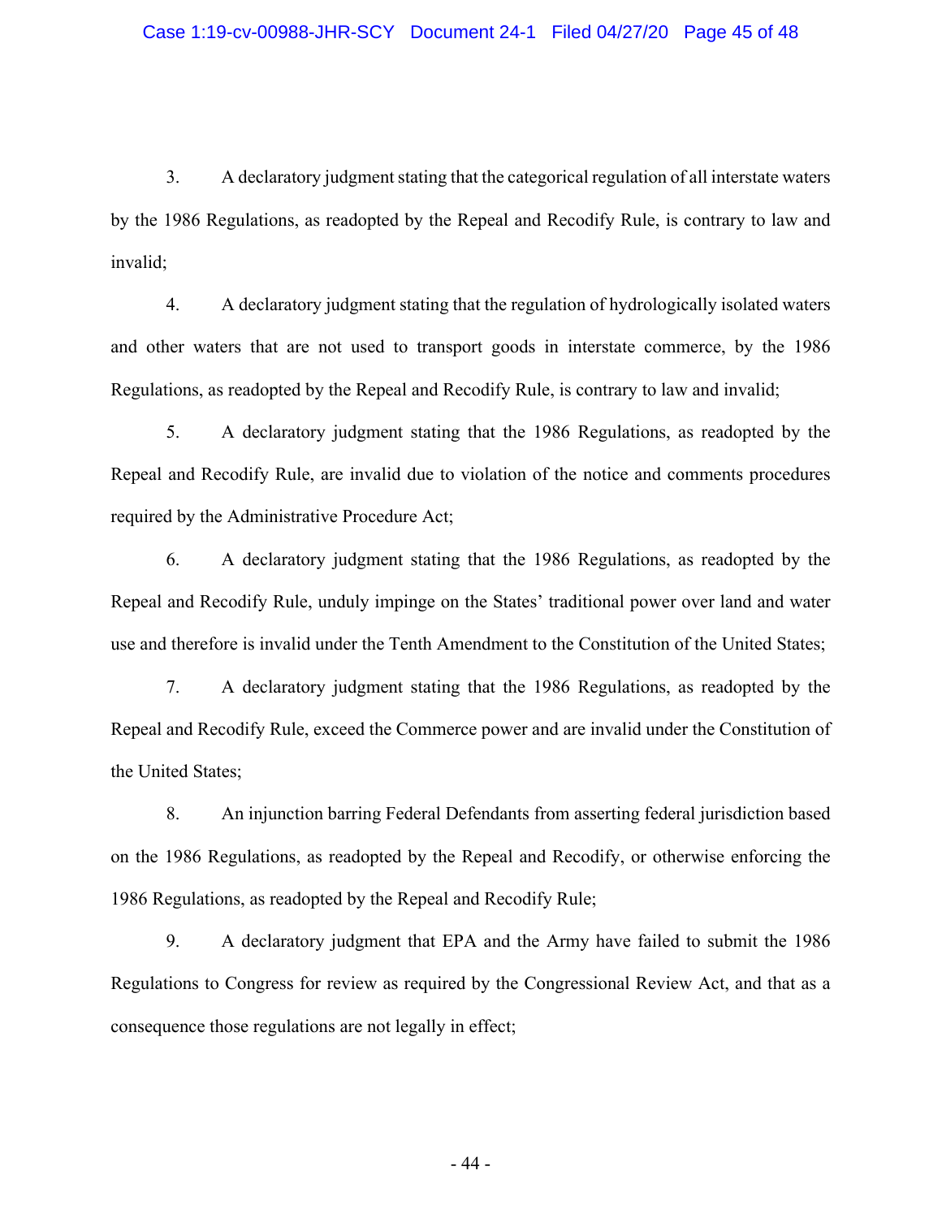3. A declaratory judgment stating that the categorical regulation of all interstate waters by the 1986 Regulations, as readopted by the Repeal and Recodify Rule, is contrary to law and invalid;

4. A declaratory judgment stating that the regulation of hydrologically isolated waters and other waters that are not used to transport goods in interstate commerce, by the 1986 Regulations, as readopted by the Repeal and Recodify Rule, is contrary to law and invalid;

5. A declaratory judgment stating that the 1986 Regulations, as readopted by the Repeal and Recodify Rule, are invalid due to violation of the notice and comments procedures required by the Administrative Procedure Act;

6. A declaratory judgment stating that the 1986 Regulations, as readopted by the Repeal and Recodify Rule, unduly impinge on the States' traditional power over land and water use and therefore is invalid under the Tenth Amendment to the Constitution of the United States;

7. A declaratory judgment stating that the 1986 Regulations, as readopted by the Repeal and Recodify Rule, exceed the Commerce power and are invalid under the Constitution of the United States;

8. An injunction barring Federal Defendants from asserting federal jurisdiction based on the 1986 Regulations, as readopted by the Repeal and Recodify, or otherwise enforcing the 1986 Regulations, as readopted by the Repeal and Recodify Rule;

9. A declaratory judgment that EPA and the Army have failed to submit the 1986 Regulations to Congress for review as required by the Congressional Review Act, and that as a consequence those regulations are not legally in effect;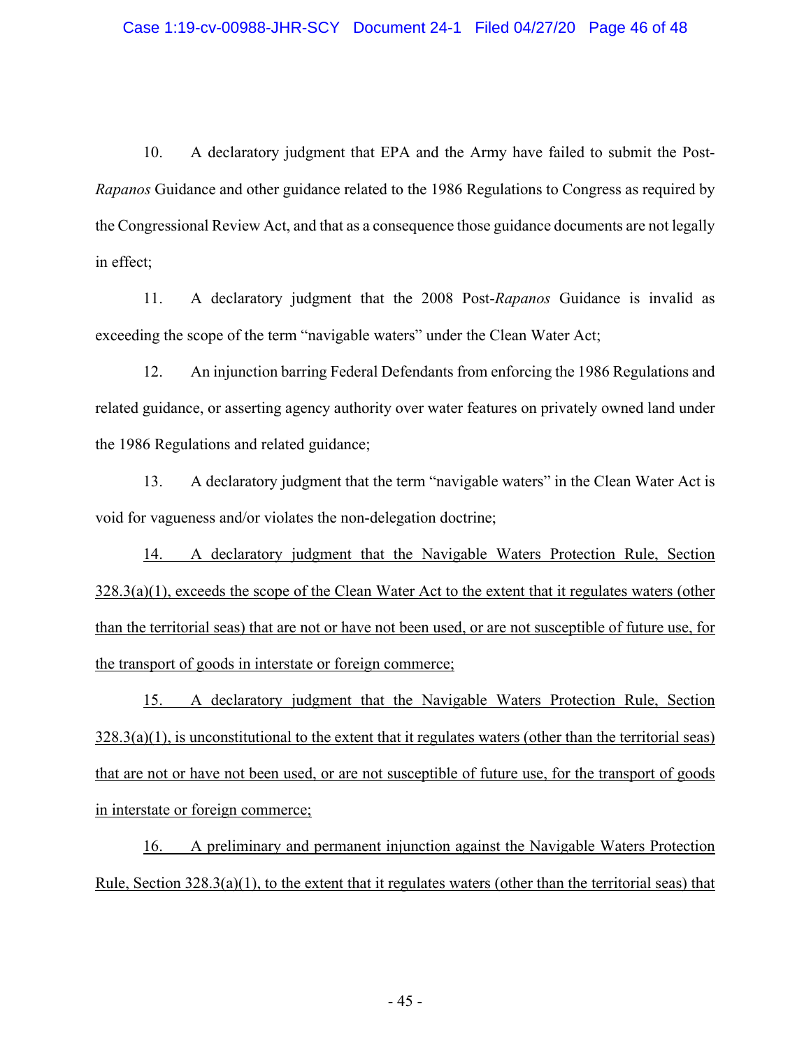10. A declaratory judgment that EPA and the Army have failed to submit the Post-*Rapanos* Guidance and other guidance related to the 1986 Regulations to Congress as required by the Congressional Review Act, and that as a consequence those guidance documents are not legally in effect;

11. A declaratory judgment that the 2008 Post-*Rapanos* Guidance is invalid as exceeding the scope of the term "navigable waters" under the Clean Water Act;

12. An injunction barring Federal Defendants from enforcing the 1986 Regulations and related guidance, or asserting agency authority over water features on privately owned land under the 1986 Regulations and related guidance;

13. A declaratory judgment that the term "navigable waters" in the Clean Water Act is void for vagueness and/or violates the non-delegation doctrine;

<u>14. A declaratory judgment that the Navigable Waters Protection Rule, Section 328.3(a)(1), exceeds the scope of the Clean Water Act to the extent that it regulates waters (other than the territorial seas) that are not or have not been used, or are not susceptible of future use, for the transport of goods in interstate or foreign commerce;</u>

<u>15. A declaratory judgment that the Navigable Waters Protection Rule, Section 328.3(a)(1), is unconstitutional to the extent that it regulates waters (other than the territorial seas) that are not or have not been used, or are not susceptible of future use, for the transport of goods in interstate or foreign commerce;</u>

<u>16. A preliminary and permanent injunction against the Navigable Waters Protection Rule, Section 328.3(a)(1), to the extent that it regulates waters (other than the territorial seas) that</u>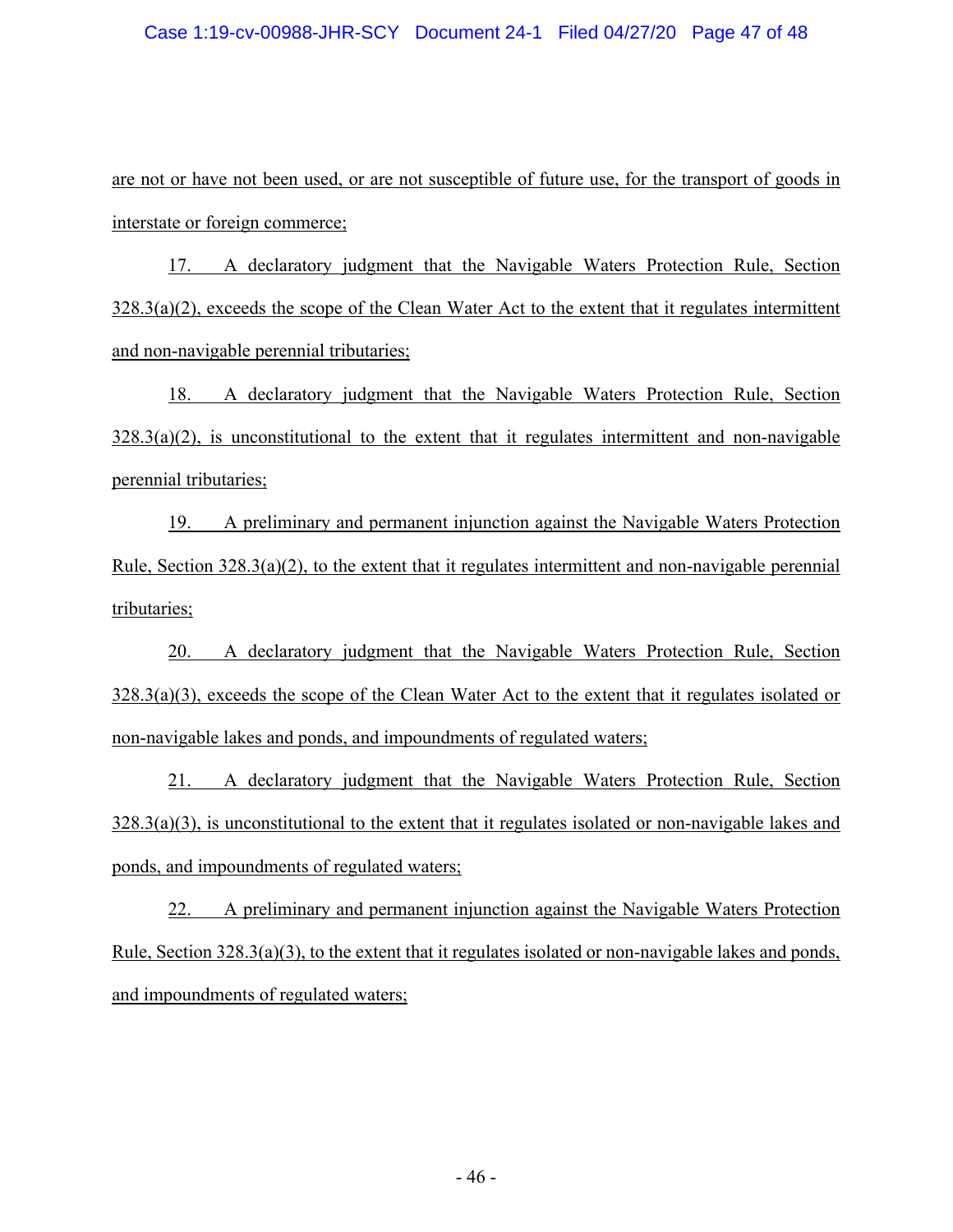are not or have not been used, or are not susceptible of future use, for the transport of goods in interstate or foreign commerce;

17. A declaratory judgment that the Navigable Waters Protection Rule, Section 328.3(a)(2), exceeds the scope of the Clean Water Act to the extent that it regulates intermittent and non-navigable perennial tributaries;

18. A declaratory judgment that the Navigable Waters Protection Rule, Section 328.3(a)(2), is unconstitutional to the extent that it regulates intermittent and non-navigable perennial tributaries;

19. A preliminary and permanent injunction against the Navigable Waters Protection Rule, Section 328.3(a)(2), to the extent that it regulates intermittent and non-navigable perennial tributaries;

20. A declaratory judgment that the Navigable Waters Protection Rule, Section 328.3(a)(3), exceeds the scope of the Clean Water Act to the extent that it regulates isolated or non-navigable lakes and ponds, and impoundments of regulated waters;

21. A declaratory judgment that the Navigable Waters Protection Rule, Section 328.3(a)(3), is unconstitutional to the extent that it regulates isolated or non-navigable lakes and ponds, and impoundments of regulated waters;

22. A preliminary and permanent injunction against the Navigable Waters Protection Rule, Section 328.3(a)(3), to the extent that it regulates isolated or non-navigable lakes and ponds, and impoundments of regulated waters;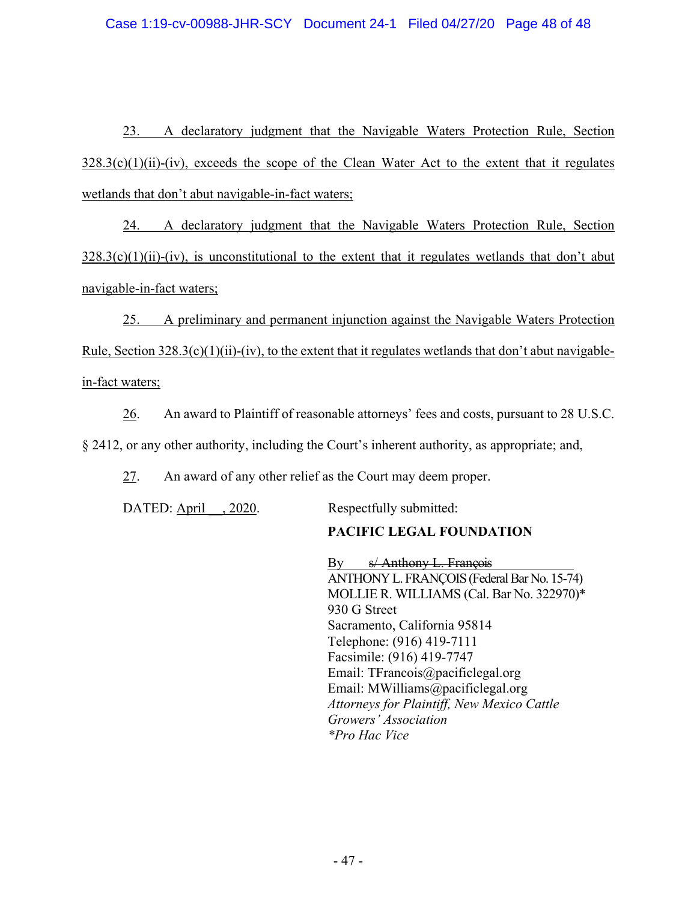23. A declaratory judgment that the Navigable Waters Protection Rule, Section 328.3(c)(1)(ii)-(iv), exceeds the scope of the Clean Water Act to the extent that it regulates wetlands that don't abut navigable-in-fact waters;

24. A declaratory judgment that the Navigable Waters Protection Rule, Section 328.3(c)(1)(ii)-(iv), is unconstitutional to the extent that it regulates wetlands that don't abut navigable-in-fact waters;

25. A preliminary and permanent injunction against the Navigable Waters Protection Rule, Section 328.3(c)(1)(ii)-(iv), to the extent that it regulates wetlands that don't abut navigable-in-fact waters;

26. An award to Plaintiff of reasonable attorneys' fees and costs, pursuant to 28 U.S.C. § 2412, or any other authority, including the Court's inherent authority, as appropriate; and,

27. An award of any other relief as the Court may deem proper.

DATED: April __, 2020.

Respectfully submitted:

**PACIFIC LEGAL FOUNDATION**

By ~~s/ Anthony L. François~~
ANTHONY L. FRANÇOIS (Federal Bar No. 15-74)
MOLLIE R. WILLIAMS (Cal. Bar No. 322970)*
930 G Street
Sacramento, California 95814
Telephone: (916) 419-7111
Facsimile: (916) 419-7747
Email: TFrancois@pacificlegal.org
Email: MWilliams@pacificlegal.org
*Attorneys for Plaintiff, New Mexico Cattle Growers' Association*
*\*Pro Hac Vice*